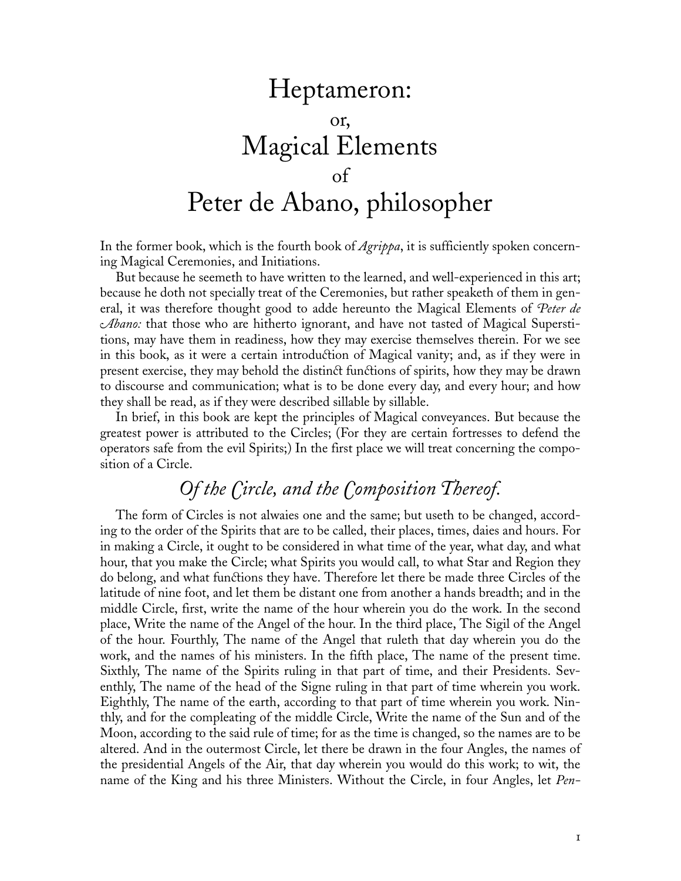# Heptameron:
## or,
# Magical Elements
## of
# Peter de Abano, philosopher

In the former book, which is the fourth book of *Agrippa*, it is sufficiently spoken concerning Magical Ceremonies, and Initiations.

But because he seemeth to have written to the learned, and well-experienced in this art; because he doth not specially treat of the Ceremonies, but rather speaketh of them in general, it was therefore thought good to adde hereunto the Magical Elements of *Peter de Abano:* that those who are hitherto ignorant, and have not tasted of Magical Superstitions, may have them in readiness, how they may exercise themselves therein. For we see in this book, as it were a certain introduction of Magical vanity; and, as if they were in present exercise, they may behold the distinct functions of spirits, how they may be drawn to discourse and communication; what is to be done every day, and every hour; and how they shall be read, as if they were described sillable by sillable.

In brief, in this book are kept the principles of Magical conveyances. But because the greatest power is attributed to the Circles; (For they are certain fortresses to defend the operators safe from the evil Spirits;) In the first place we will treat concerning the composition of a Circle.

## *Of the Circle, and the Composition Thereof.*

The form of Circles is not alwaies one and the same; but useth to be changed, according to the order of the Spirits that are to be called, their places, times, daies and hours. For in making a Circle, it ought to be considered in what time of the year, what day, and what hour, that you make the Circle; what Spirits you would call, to what Star and Region they do belong, and what functions they have. Therefore let there be made three Circles of the latitude of nine foot, and let them be distant one from another a hands breadth; and in the middle Circle, first, write the name of the hour wherein you do the work. In the second place, Write the name of the Angel of the hour. In the third place, The Sigil of the Angel of the hour. Fourthly, The name of the Angel that ruleth that day wherein you do the work, and the names of his ministers. In the fifth place, The name of the present time. Sixthly, The name of the Spirits ruling in that part of time, and their Presidents. Seventhly, The name of the head of the Signe ruling in that part of time wherein you work. Eighthly, The name of the earth, according to that part of time wherein you work. Ninthly, and for the compleating of the middle Circle, Write the name of the Sun and of the Moon, according to the said rule of time; for as the time is changed, so the names are to be altered. And in the outermost Circle, let there be drawn in the four Angles, the names of the presidential Angels of the Air, that day wherein you would do this work; to wit, the name of the King and his three Ministers. Without the Circle, in four Angles, let *Pen-*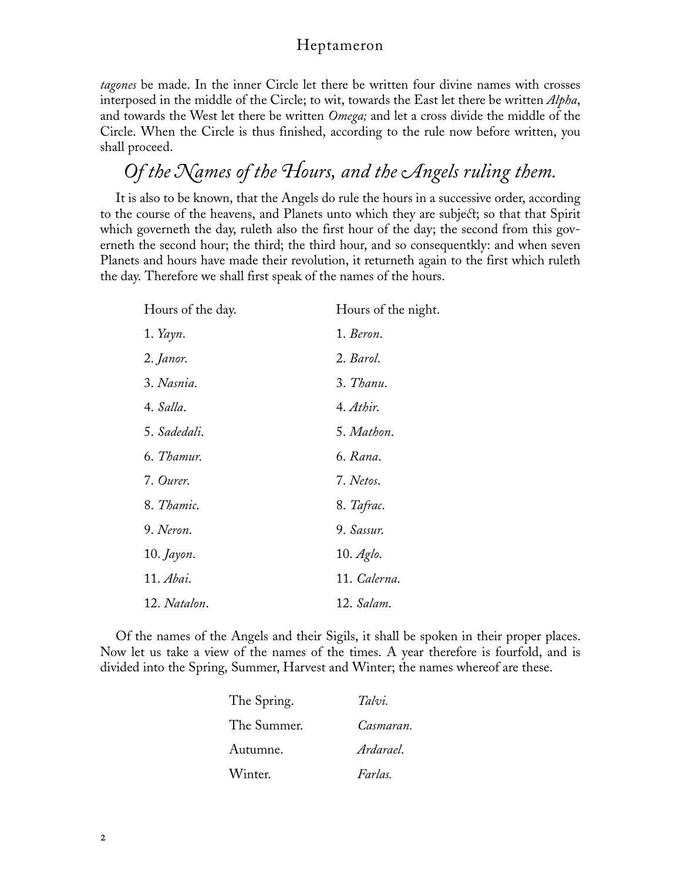*tagones* be made. In the inner Circle let there be written four divine names with crosses interposed in the middle of the Circle; to wit, towards the East let there be written *Alpha*, and towards the West let there be written *Omega;* and let a cross divide the middle of the Circle. When the Circle is thus finished, according to the rule now before written, you shall proceed.

## *Of the Names of the Hours, and the Angels ruling them.*

It is also to be known, that the Angels do rule the hours in a successive order, according to the course of the heavens, and Planets unto which they are subject; so that that Spirit which governeth the day, ruleth also the first hour of the day; the second from this governeth the second hour; the third; the third hour, and so consequentkly: and when seven Planets and hours have made their revolution, it returneth again to the first which ruleth the day. Therefore we shall first speak of the names of the hours.

| Hours of the day. | Hours of the night. |
|---|---|
| 1. *Yayn*. | 1. *Beron*. |
| 2. *Janor*. | 2. *Barol*. |
| 3. *Nasnia*. | 3. *Thanu*. |
| 4. *Salla*. | 4. *Athir*. |
| 5. *Sadedali*. | 5. *Mathon*. |
| 6. *Thamur*. | 6. *Rana*. |
| 7. *Ourer*. | 7. *Netos*. |
| 8. *Thamic*. | 8. *Tafrac*. |
| 9. *Neron*. | 9. *Sassur*. |
| 10. *Jayon*. | 10. *Aglo*. |
| 11. *Abai*. | 11. *Calerna*. |
| 12. *Natalon*. | 12. *Salam*. |

Of the names of the Angels and their Sigils, it shall be spoken in their proper places. Now let us take a view of the names of the times. A year therefore is fourfold, and is divided into the Spring, Summer, Harvest and Winter; the names whereof are these.

| | |
|---|---|
| The Spring. | *Talvi.* |
| The Summer. | *Casmaran.* |
| Autumne. | *Ardarael.* |
| Winter. | *Farlas.* |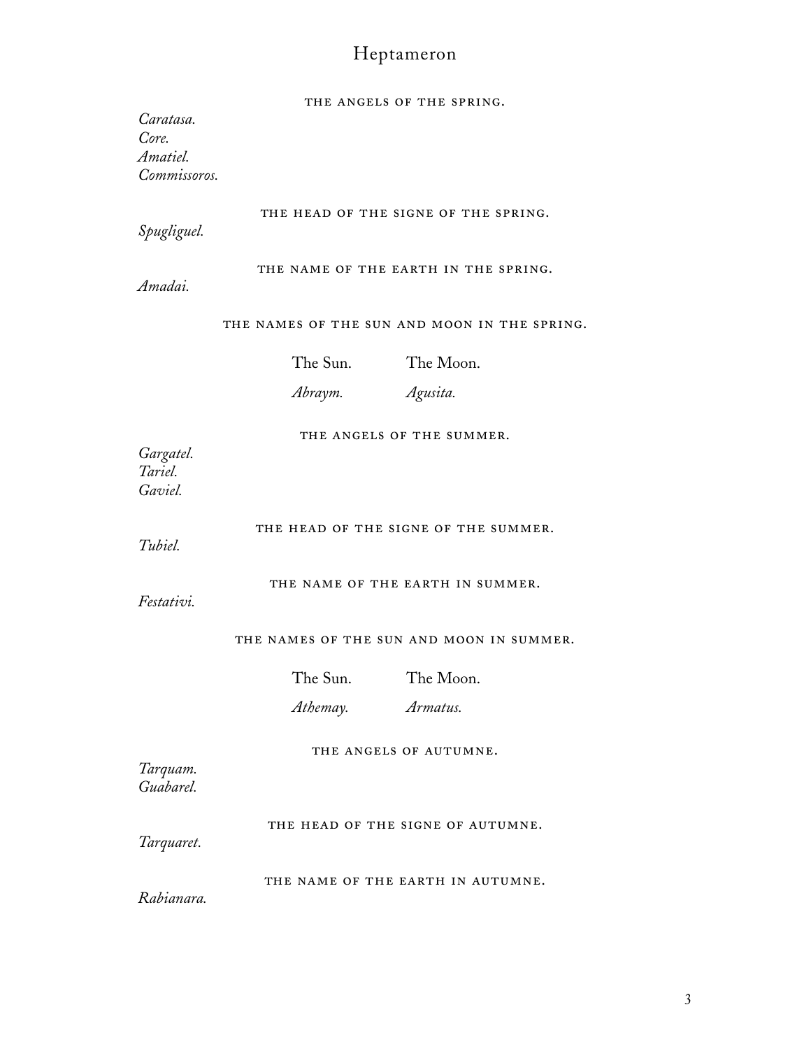#### THE ANGELS OF THE SPRING.

*Caratasa.*
*Core.*
*Amatiel.*
*Commissoros.*

#### THE HEAD OF THE SIGNE OF THE SPRING.

*Spugliguel.*

#### THE NAME OF THE EARTH IN THE SPRING.

*Amadai.*

#### THE NAMES OF THE SUN AND MOON IN THE SPRING.

| The Sun. | The Moon. |
|---|---|
| *Abraym.* | *Agusita.* |

#### THE ANGELS OF THE SUMMER.

*Gargatel.*
*Tariel.*
*Gaviel.*

#### THE HEAD OF THE SIGNE OF THE SUMMER.

*Tubiel.*

#### THE NAME OF THE EARTH IN SUMMER.

*Festativi.*

#### THE NAMES OF THE SUN AND MOON IN SUMMER.

| The Sun. | The Moon. |
|---|---|
| *Athemay.* | *Armatus.* |

#### THE ANGELS OF AUTUMNE.

*Tarquam.*
*Guabarel.*

#### THE HEAD OF THE SIGNE OF AUTUMNE.

*Tarquaret.*

#### THE NAME OF THE EARTH IN AUTUMNE.

*Rabianara.*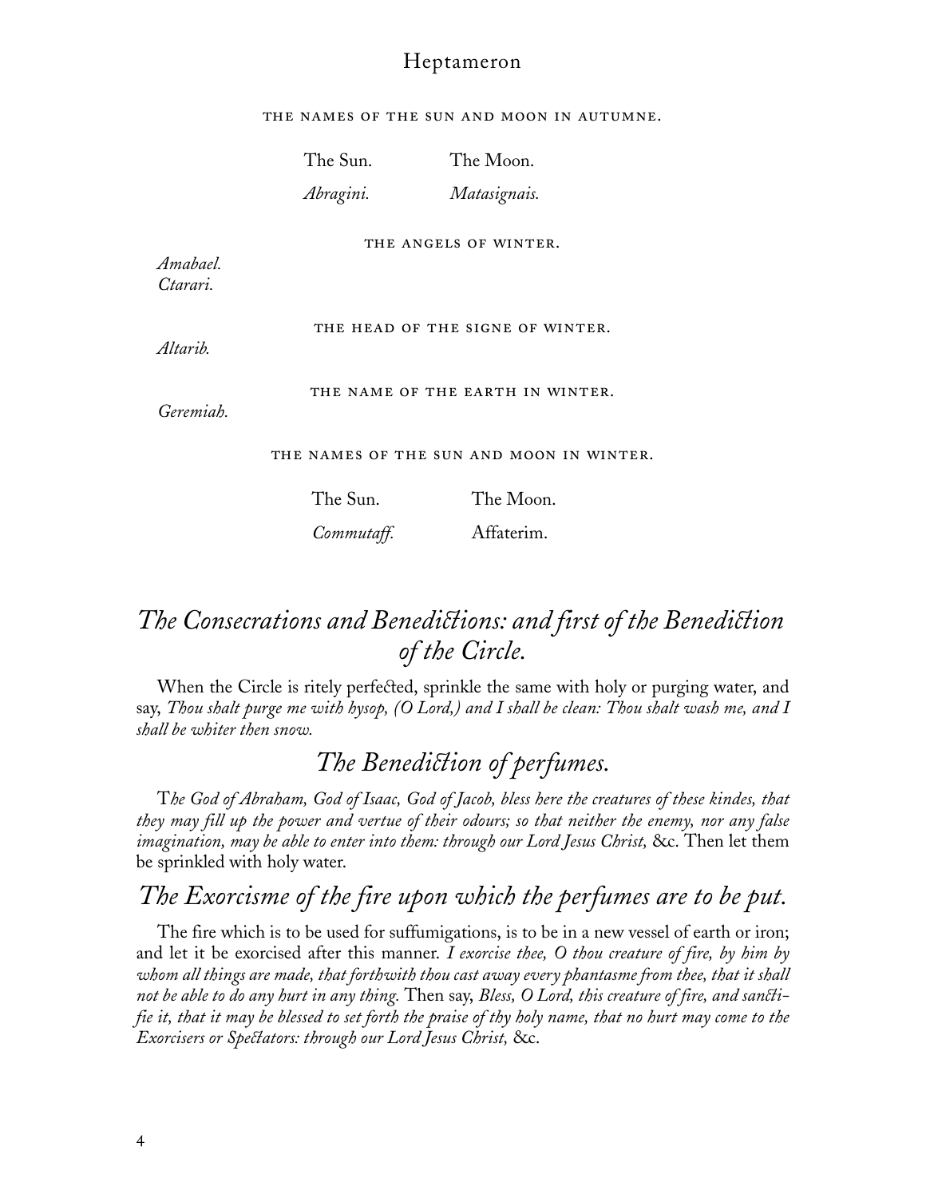THE NAMES OF THE SUN AND MOON IN AUTUMNE.

| The Sun. | The Moon. |
|---|---|
| *Abragini.* | *Matasignais.* |

THE ANGELS OF WINTER.

*Amabael.*
*Ctarari.*

THE HEAD OF THE SIGNE OF WINTER.

*Altarib.*

THE NAME OF THE EARTH IN WINTER.

*Geremiah.*

THE NAMES OF THE SUN AND MOON IN WINTER.

| The Sun. | The Moon. |
|---|---|
| *Commutaff.* | Affaterim. |

## *The Consecrations and Benedictions: and first of the Benediction of the Circle.*

When the Circle is ritely perfected, sprinkle the same with holy or purging water, and say, *Thou shalt purge me with hysop, (O Lord,) and I shall be clean: Thou shalt wash me, and I shall be whiter then snow.*

## *The Benediction of perfumes.*

T*he God of Abraham, God of Isaac, God of Jacob, bless here the creatures of these kindes, that they may fill up the power and vertue of their odours; so that neither the enemy, nor any false imagination, may be able to enter into them: through our Lord Jesus Christ,* &c. Then let them be sprinkled with holy water.

## *The Exorcisme of the fire upon which the perfumes are to be put.*

The fire which is to be used for suffumigations, is to be in a new vessel of earth or iron; and let it be exorcised after this manner. *I exorcise thee, O thou creature of fire, by him by whom all things are made, that forthwith thou cast away every phantasme from thee, that it shall not be able to do any hurt in any thing.* Then say, *Bless, O Lord, this creature of fire, and sanctifie it, that it may be blessed to set forth the praise of thy holy name, that no hurt may come to the Exorcisers or Spectators: through our Lord Jesus Christ,* &c.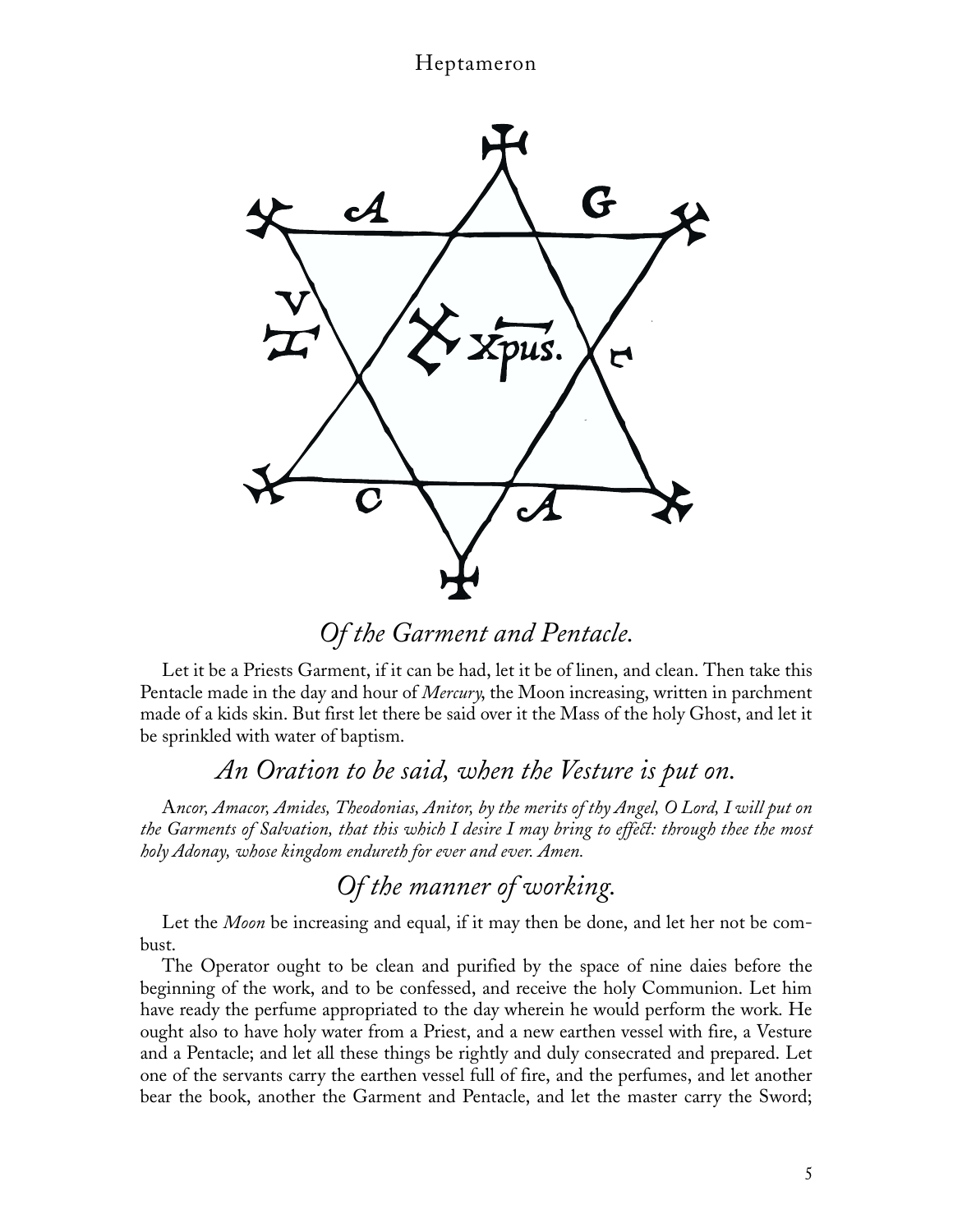## *Of the Garment and Pentacle.*

Let it be a Priests Garment, if it can be had, let it be of linen, and clean. Then take this Pentacle made in the day and hour of *Mercury*, the Moon increasing, written in parchment made of a kids skin. But first let there be said over it the Mass of the holy Ghost, and let it be sprinkled with water of baptism.

## *An Oration to be said, when the Vesture is put on.*

A*ncor, Amacor, Amides, Theodonias, Anitor, by the merits of thy Angel, O Lord, I will put on the Garments of Salvation, that this which I desire I may bring to effect: through thee the most holy Adonay, whose kingdom endureth for ever and ever. Amen.*

## *Of the manner of working.*

Let the *Moon* be increasing and equal, if it may then be done, and let her not be combust.

The Operator ought to be clean and purified by the space of nine daies before the beginning of the work, and to be confessed, and receive the holy Communion. Let him have ready the perfume appropriated to the day wherein he would perform the work. He ought also to have holy water from a Priest, and a new earthen vessel with fire, a Vesture and a Pentacle; and let all these things be rightly and duly consecrated and prepared. Let one of the servants carry the earthen vessel full of fire, and the perfumes, and let another bear the book, another the Garment and Pentacle, and let the master carry the Sword;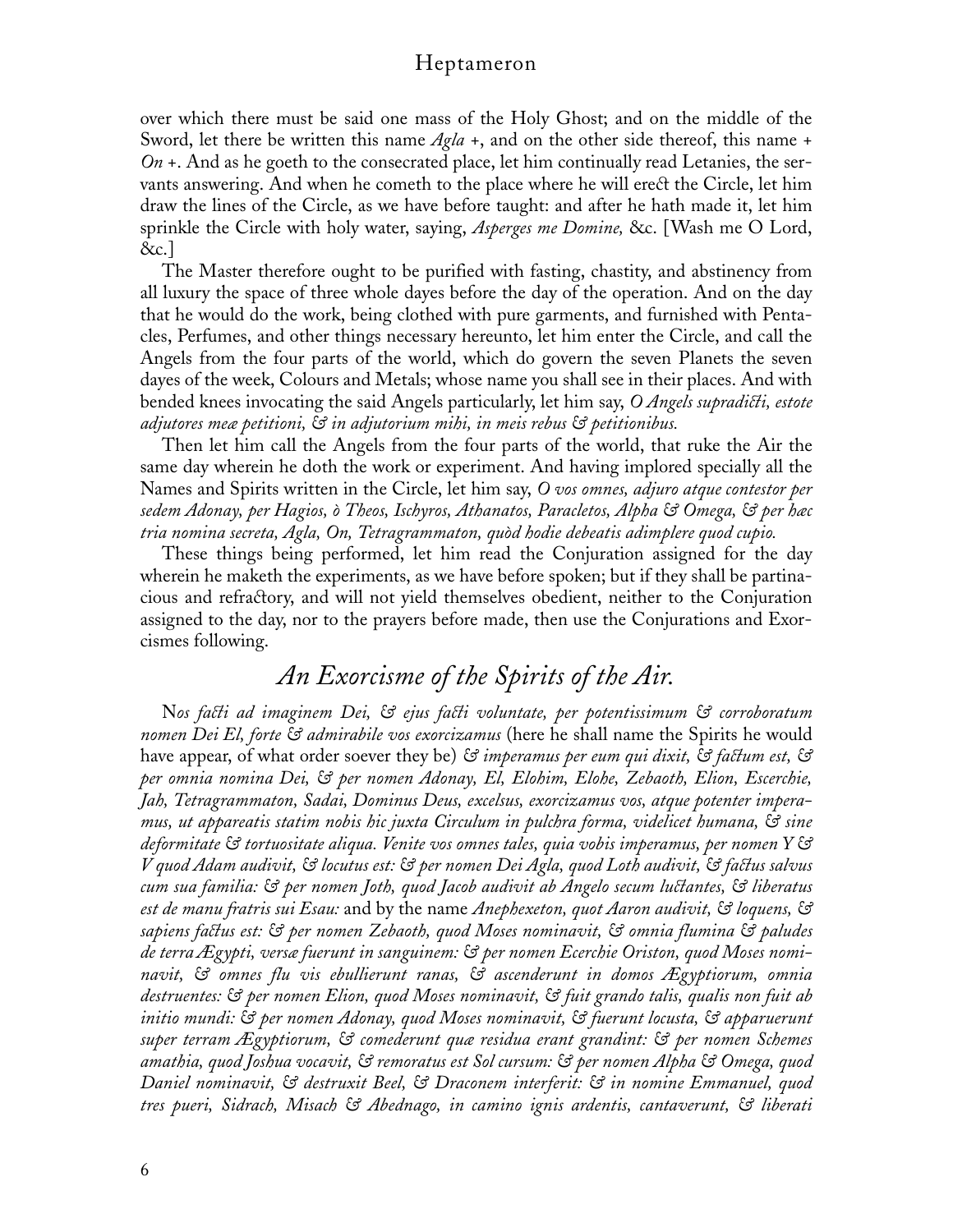over which there must be said one mass of the Holy Ghost; and on the middle of the Sword, let there be written this name *Agla* +, and on the other side thereof, this name + *On* +. And as he goeth to the consecrated place, let him continually read Letanies, the servants answering. And when he cometh to the place where he will erect the Circle, let him draw the lines of the Circle, as we have before taught: and after he hath made it, let him sprinkle the Circle with holy water, saying, *Asperges me Domine,* &c. [Wash me O Lord, &c.]

The Master therefore ought to be purified with fasting, chastity, and abstinency from all luxury the space of three whole dayes before the day of the operation. And on the day that he would do the work, being clothed with pure garments, and furnished with Pentacles, Perfumes, and other things necessary hereunto, let him enter the Circle, and call the Angels from the four parts of the world, which do govern the seven Planets the seven dayes of the week, Colours and Metals; whose name you shall see in their places. And with bended knees invocating the said Angels particularly, let him say, *O Angels supradicti, estote adjutores meæ petitioni, & in adjutorium mihi, in meis rebus & petitionibus.*

Then let him call the Angels from the four parts of the world, that ruke the Air the same day wherein he doth the work or experiment. And having implored specially all the Names and Spirits written in the Circle, let him say, *O vos omnes, adjuro atque contestor per sedem Adonay, per Hagios, ò Theos, Ischyros, Athanatos, Paracletos, Alpha & Omega, & per hæc tria nomina secreta, Agla, On, Tetragrammaton, quòd hodie debeatis adimplere quod cupio.*

These things being performed, let him read the Conjuration assigned for the day wherein he maketh the experiments, as we have before spoken; but if they shall be partinacious and refractory, and will not yield themselves obedient, neither to the Conjuration assigned to the day, nor to the prayers before made, then use the Conjurations and Exorcismes following.

## *An Exorcisme of the Spirits of the Air.*

N*os facti ad imaginem Dei, & ejus facti voluntate, per potentissimum & corroboratum nomen Dei El, forte & admirabile vos exorcizamus* (here he shall name the Spirits he would have appear, of what order soever they be) *& imperamus per eum qui dixit, & factum est, & per omnia nomina Dei, & per nomen Adonay, El, Elohim, Elohe, Zebaoth, Elion, Escerchie, Jah, Tetragrammaton, Sadai, Dominus Deus, excelsus, exorcizamus vos, atque potenter imperamus, ut appareatis statim nobis hic juxta Circulum in pulchra forma, videlicet humana, & sine deformitate & tortuositate aliqua. Venite vos omnes tales, quia vobis imperamus, per nomen Y & V quod Adam audivit, & locutus est: & per nomen Dei Agla, quod Loth audivit, & factus salvus cum sua familia: & per nomen Joth, quod Jacob audivit ab Angelo secum luctantes, & liberatus est de manu fratris sui Esau:* and by the name *Anephexeton, quot Aaron audivit, & loquens, & sapiens factus est: & per nomen Zebaoth, quod Moses nominavit, & omnia flumina & paludes de terra Ægypti, versæ fuerunt in sanguinem: & per nomen Ecerchie Oriston, quod Moses nominavit, & omnes flu vis ebullierunt ranas, & ascenderunt in domos Ægyptiorum, omnia destruentes: & per nomen Elion, quod Moses nominavit, & fuit grando talis, qualis non fuit ab initio mundi: & per nomen Adonay, quod Moses nominavit, & fuerunt locusta, & apparuerunt super terram Ægyptiorum, & comederunt quæ residua erant grandint: & per nomen Schemes amathia, quod Joshua vocavit, & remoratus est Sol cursum: & per nomen Alpha & Omega, quod Daniel nominavit, & destruxit Beel, & Draconem interferit: & in nomine Emmanuel, quod tres pueri, Sidrach, Misach & Abednago, in camino ignis ardentis, cantaverunt, & liberati*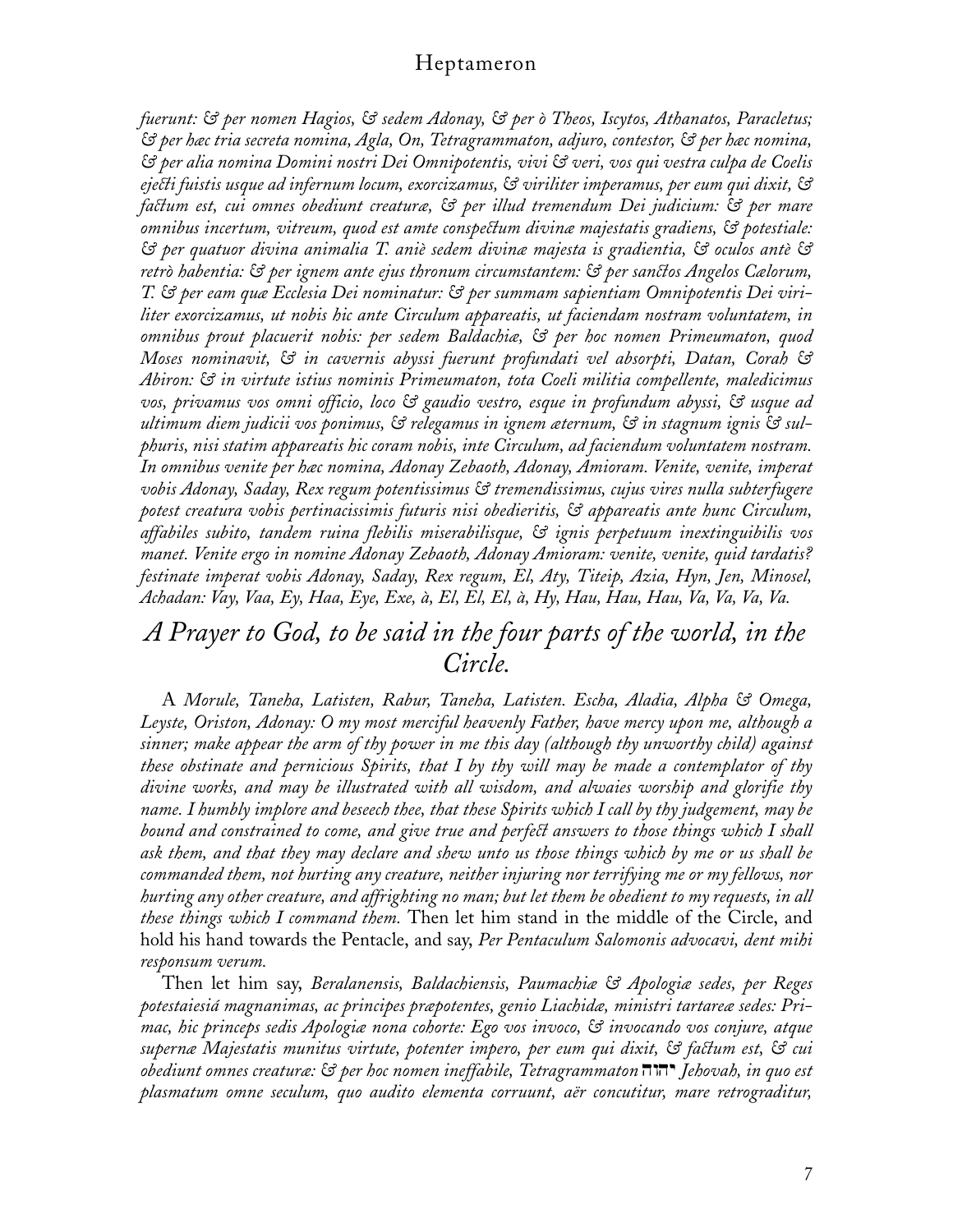*fuerunt: & per nomen Hagios, & sedem Adonay, & per ò Theos, Iscytos, Athanatos, Paracletus; & per hæc tria secreta nomina, Agla, On, Tetragrammaton, adjuro, contestor, & per hæc nomina, & per alia nomina Domini nostri Dei Omnipotentis, vivi & veri, vos qui vestra culpa de Coelis ejecti fuistis usque ad infernum locum, exorcizamus, & viriliter imperamus, per eum qui dixit, & factum est, cui omnes obediunt creaturæ, & per illud tremendum Dei judicium: & per mare omnibus incertum, vitreum, quod est amte conspectum divinæ majestatis gradiens, & potestiale: & per quatuor divina animalia T. aniè sedem divinæ majesta is gradientia, & oculos antè & retrò habentia: & per ignem ante ejus thronum circumstantem: & per sanctos Angelos Cælorum, T. & per eam quæ Ecclesia Dei nominatur: & per summam sapientiam Omnipotentis Dei viriliter exorcizamus, ut nobis hic ante Circulum appareatis, ut faciendam nostram voluntatem, in omnibus prout placuerit nobis: per sedem Baldachiæ, & per hoc nomen Primeumaton, quod Moses nominavit, & in cavernis abyssi fuerunt profundati vel absorpti, Datan, Corah & Abiron: & in virtute istius nominis Primeumaton, tota Coeli militia compellente, maledicimus vos, privamus vos omni officio, loco & gaudio vestro, esque in profundum abyssi, & usque ad ultimum diem judicii vos ponimus, & relegamus in ignem æternum, & in stagnum ignis & sulphuris, nisi statim appareatis hic coram nobis, inte Circulum, ad faciendum voluntatem nostram. In omnibus venite per hæc nomina, Adonay Zebaoth, Adonay, Amioram. Venite, venite, imperat vobis Adonay, Saday, Rex regum potentissimus & tremendissimus, cujus vires nulla subterfugere potest creatura vobis pertinacissimis futuris nisi obedieritis, & appareatis ante hunc Circulum, affabiles subito, tandem ruina flebilis miserabilisque, & ignis perpetuum inextinguibilis vos manet. Venite ergo in nomine Adonay Zebaoth, Adonay Amioram: venite, venite, quid tardatis? festinate imperat vobis Adonay, Saday, Rex regum, El, Aty, Titeip, Azia, Hyn, Jen, Minosel, Achadan: Vay, Vaa, Ey, Haa, Eye, Exe, à, El, El, El, à, Hy, Hau, Hau, Hau, Va, Va, Va, Va.*

## *A Prayer to God, to be said in the four parts of the world, in the Circle.*

A *Morule, Taneha, Latisten, Rabur, Taneha, Latisten. Escha, Aladia, Alpha & Omega, Leyste, Oriston, Adonay: O my most merciful heavenly Father, have mercy upon me, although a sinner; make appear the arm of thy power in me this day (although thy unworthy child) against these obstinate and pernicious Spirits, that I by thy will may be made a contemplator of thy divine works, and may be illustrated with all wisdom, and alwaies worship and glorifie thy name. I humbly implore and beseech thee, that these Spirits which I call by thy judgement, may be bound and constrained to come, and give true and perfect answers to those things which I shall ask them, and that they may declare and shew unto us those things which by me or us shall be commanded them, not hurting any creature, neither injuring nor terrifying me or my fellows, nor hurting any other creature, and affrighting no man; but let them be obedient to my requests, in all these things which I command them.* Then let him stand in the middle of the Circle, and hold his hand towards the Pentacle, and say, *Per Pentaculum Salomonis advocavi, dent mihi responsum verum.*

Then let him say, *Beralanensis, Baldachiensis, Paumachiæ & Apologiæ sedes, per Reges potestaiesiá magnanimas, ac principes præpotentes, genio Liachidæ, ministri tartareæ sedes: Primac, hic princeps sedis Apologiæ nona cohorte: Ego vos invoco, & invocando vos conjure, atque supernæ Majestatis munitus virtute, potenter impero, per eum qui dixit, & factum est, & cui obediunt omnes creaturæ: & per hoc nomen ineffabile, Tetragrammaton* יהוה *Jehovah, in quo est plasmatum omne seculum, quo audito elementa corruunt, aër concutitur, mare retrograditur,*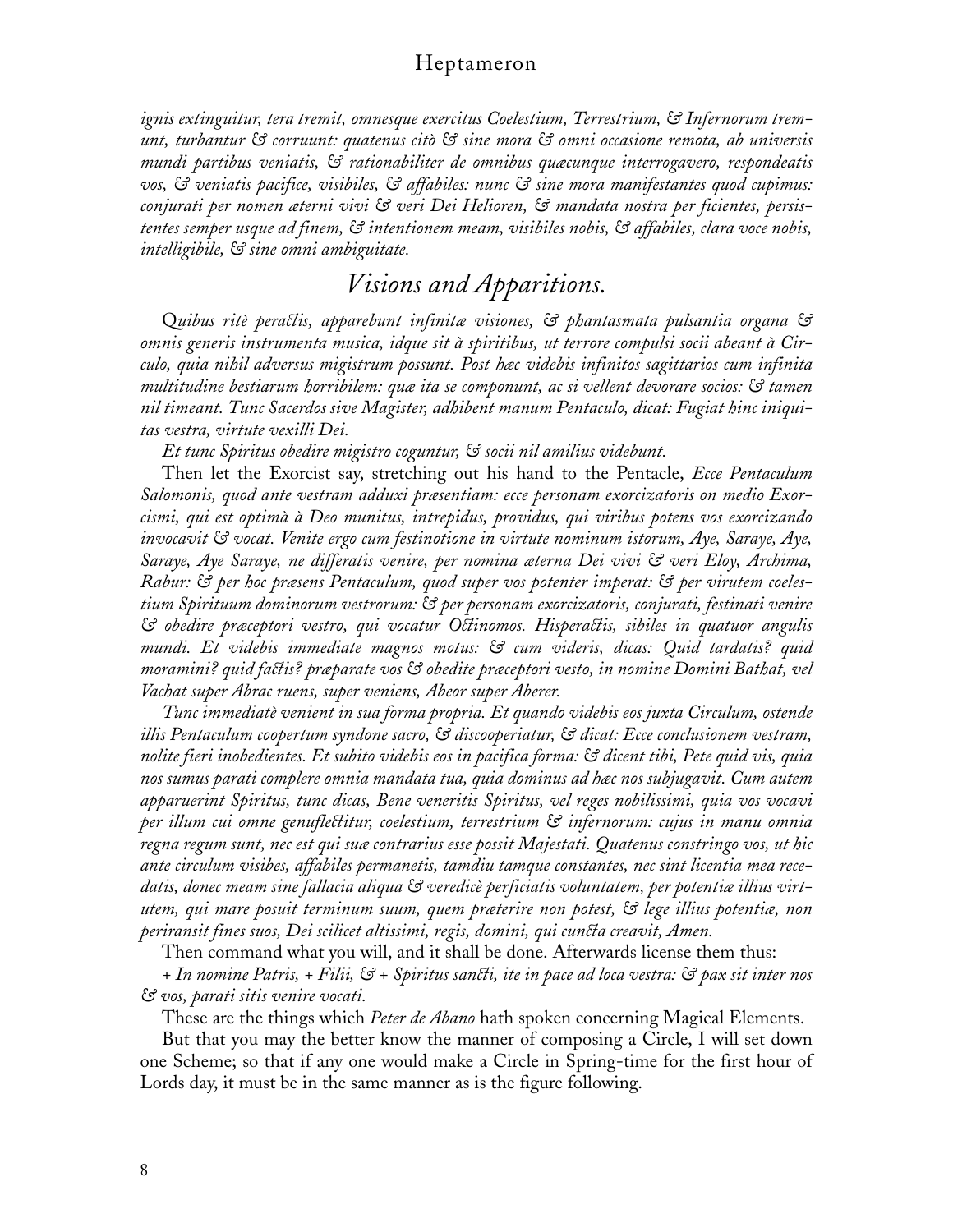*ignis extinguitur, tera tremit, omnesque exercitus Coelestium, Terrestrium, & Infernorum tremunt, turbantur & corruunt: quatenus citò & sine mora & omni occasione remota, ab universis mundi partibus veniatis, & rationabiliter de omnibus quæcunque interrogavero, respondeatis vos, & veniatis pacifice, visibiles, & affabiles: nunc & sine mora manifestantes quod cupimus: conjurati per nomen æterni vivi & veri Dei Helioren, & mandata nostra per ficientes, persistentes semper usque ad finem, & intentionem meam, visibiles nobis, & affabiles, clara voce nobis, intelligibile, & sine omni ambiguitate.*

## *Visions and Apparitions.*

*Quibus ritè peractis, apparebunt infinitæ visiones, & phantasmata pulsantia organa & omnis generis instrumenta musica, idque sit à spiritibus, ut terrore compulsi socii abeant à Circulo, quia nihil adversus migistrum possunt. Post hæc videbis infinitos sagittarios cum infinita multitudine bestiarum horribilem: quæ ita se componunt, ac si vellent devorare socios: & tamen nil timeant. Tunc Sacerdos sive Magister, adhibent manum Pentaculo, dicat: Fugiat hinc iniquitas vestra, virtute vexilli Dei.*

*Et tunc Spiritus obedire migistro coguntur, & socii nil amilius videbunt.*

Then let the Exorcist say, stretching out his hand to the Pentacle, *Ecce Pentaculum Salomonis, quod ante vestram adduxi præsentiam: ecce personam exorcizatoris on medio Exorcismi, qui est optimà à Deo munitus, intrepidus, providus, qui viribus potens vos exorcizando invocavit & vocat. Venite ergo cum festinotione in virtute nominum istorum, Aye, Saraye, Aye, Saraye, Aye Saraye, ne differatis venire, per nomina æterna Dei vivi & veri Eloy, Archima, Rabur: & per hoc præsens Pentaculum, quod super vos potenter imperat: & per virutem coelestium Spirituum dominorum vestrorum: & per personam exorcizatoris, conjurati, festinati venire & obedire præceptori vestro, qui vocatur Octinomos. Hisperactis, sibiles in quatuor angulis mundi. Et videbis immediate magnos motus: & cum videris, dicas: Quid tardatis? quid moramini? quid factis? præparate vos & obedite præceptori vesto, in nomine Domini Bathat, vel Vachat super Abrac ruens, super veniens, Abeor super Aberer.*

*Tunc immediatè venient in sua forma propria. Et quando videbis eos juxta Circulum, ostende illis Pentaculum coopertum syndone sacro, & discooperiatur, & dicat: Ecce conclusionem vestram, nolite fieri inobedientes. Et subito videbis eos in pacifica forma: & dicent tibi, Pete quid vis, quia nos sumus parati complere omnia mandata tua, quia dominus ad hæc nos subjugavit. Cum autem apparuerint Spiritus, tunc dicas, Bene veneritis Spiritus, vel reges nobilissimi, quia vos vocavi per illum cui omne genuflectitur, coelestium, terrestrium & infernorum: cujus in manu omnia regna regum sunt, nec est qui suæ contrarius esse possit Majestati. Quatenus constringo vos, ut hic ante circulum visibes, affabiles permanetis, tamdiu tamque constantes, nec sint licentia mea recedatis, donec meam sine fallacia aliqua & veredicè perficiatis voluntatem, per potentiæ illius virtutem, qui mare posuit terminum suum, quem præterire non potest, & lege illius potentiæ, non periransit fines suos, Dei scilicet altissimi, regis, domini, qui cuncta creavit, Amen.*

Then command what you will, and it shall be done. Afterwards license them thus:

*+ In nomine Patris, + Filii, & + Spiritus sancti, ite in pace ad loca vestra: & pax sit inter nos & vos, parati sitis venire vocati.*

These are the things which *Peter de Abano* hath spoken concerning Magical Elements.

But that you may the better know the manner of composing a Circle, I will set down one Scheme; so that if any one would make a Circle in Spring-time for the first hour of Lords day, it must be in the same manner as is the figure following.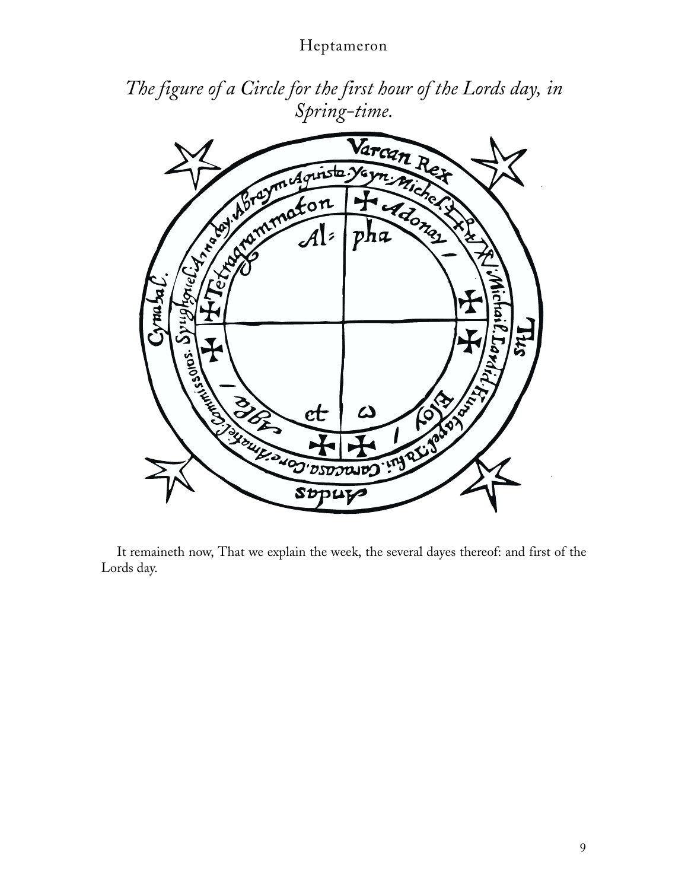*The figure of a Circle for the first hour of the Lords day, in Spring-time.*

It remaineth now, That we explain the week, the several dayes thereof: and first of the Lords day.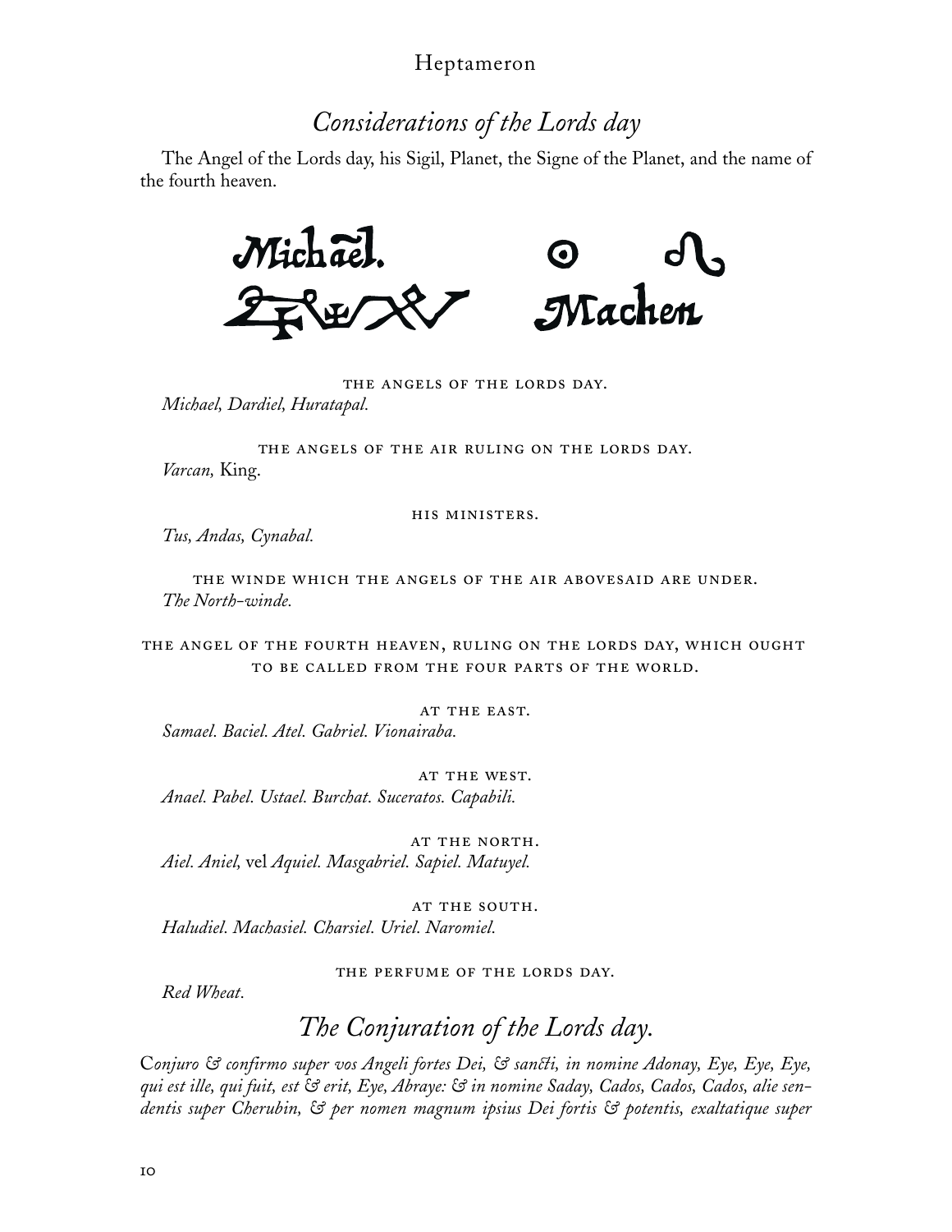## *Considerations of the Lords day*

The Angel of the Lords day, his Sigil, Planet, the Signe of the Planet, and the name of the fourth heaven.

Michaël. ☉ ♌
Machen

THE ANGELS OF THE LORDS DAY.

*Michael, Dardiel, Huratapal.*

THE ANGELS OF THE AIR RULING ON THE LORDS DAY.

*Varcan,* King.

HIS MINISTERS.

*Tus, Andas, Cynabal.*

THE WINDE WHICH THE ANGELS OF THE AIR ABOVESAID ARE UNDER.

*The North-winde.*

THE ANGEL OF THE FOURTH HEAVEN, RULING ON THE LORDS DAY, WHICH OUGHT TO BE CALLED FROM THE FOUR PARTS OF THE WORLD.

AT THE EAST.

*Samael. Baciel. Atel. Gabriel. Vionairaba.*

AT THE WEST.

*Anael. Pabel. Ustael. Burchat. Suceratos. Capabili.*

AT THE NORTH.

*Aiel. Aniel,* vel *Aquiel. Masgabriel. Sapiel. Matuyel.*

AT THE SOUTH.

*Haludiel. Machasiel. Charsiel. Uriel. Naromiel.*

THE PERFUME OF THE LORDS DAY.

*Red Wheat.*

## *The Conjuration of the Lords day.*

C*onjuro & confirmo super vos Angeli fortes Dei, & sancti, in nomine Adonay, Eye, Eye, Eye, qui est ille, qui fuit, est & erit, Eye, Abraye: & in nomine Saday, Cados, Cados, Cados, alie sendentis super Cherubin, & per nomen magnum ipsius Dei fortis & potentis, exaltatique super*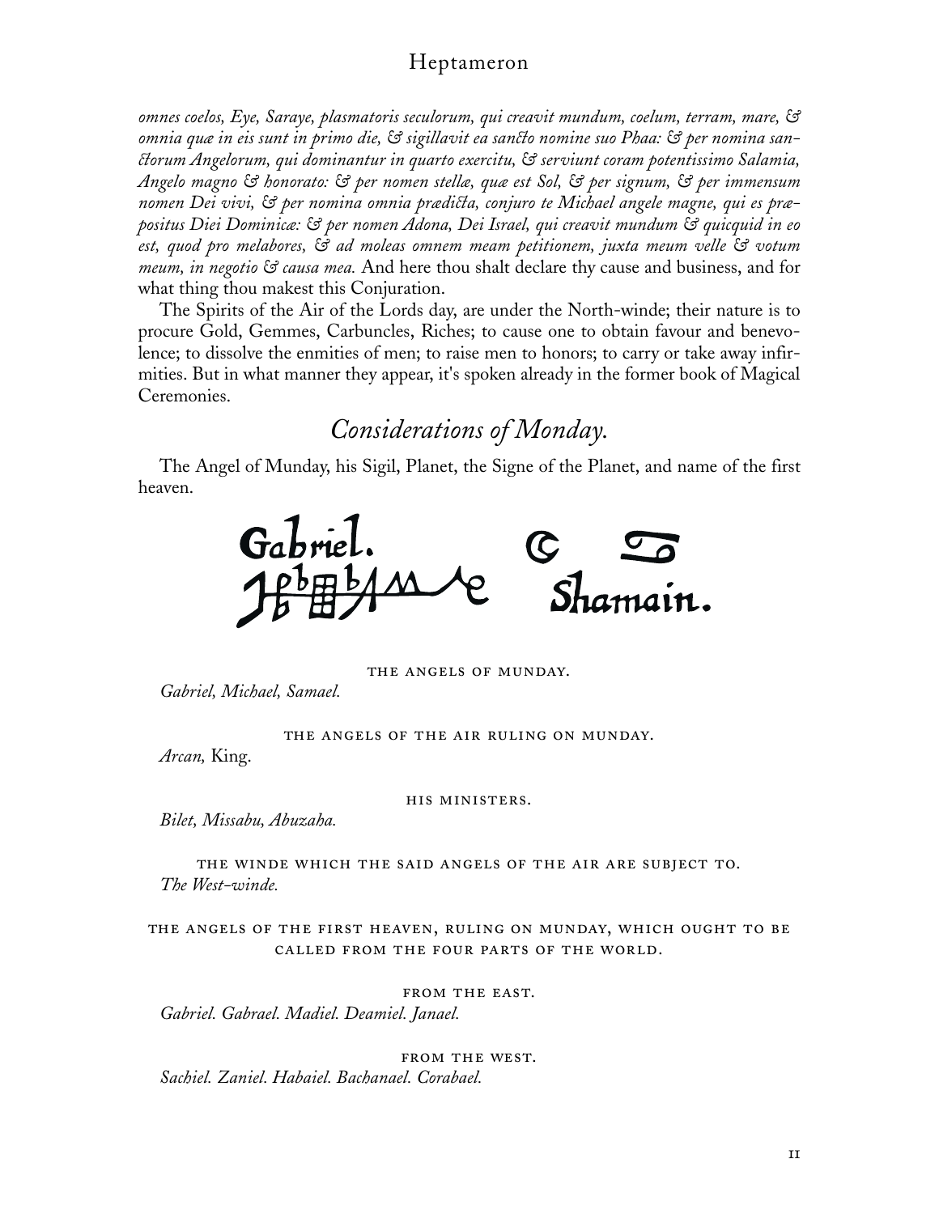*omnes coelos, Eye, Saraye, plasmatoris seculorum, qui creavit mundum, coelum, terram, mare, & omnia quæ in eis sunt in primo die, & sigillavit ea sancto nomine suo Phaa: & per nomina sanctorum Angelorum, qui dominantur in quarto exercitu, & serviunt coram potentissimo Salamia, Angelo magno & honorato: & per nomen stellæ, quæ est Sol, & per signum, & per immensum nomen Dei vivi, & per nomina omnia prædicta, conjuro te Michael angele magne, qui es præpositus Diei Dominicæ: & per nomen Adona, Dei Israel, qui creavit mundum & quicquid in eo est, quod pro melabores, & ad moleas omnem meam petitionem, juxta meum velle & votum meum, in negotio & causa mea.* And here thou shalt declare thy cause and business, and for what thing thou makest this Conjuration.

The Spirits of the Air of the Lords day, are under the North-winde; their nature is to procure Gold, Gemmes, Carbuncles, Riches; to cause one to obtain favour and benevolence; to dissolve the enmities of men; to raise men to honors; to carry or take away infirmities. But in what manner they appear, it's spoken already in the former book of Magical Ceremonies.

## *Considerations of Monday.*

The Angel of Munday, his Sigil, Planet, the Signe of the Planet, and name of the first heaven.

Gabriel. ☾ ♋ Shamain.

THE ANGELS OF MUNDAY.

*Gabriel, Michael, Samael.*

THE ANGELS OF THE AIR RULING ON MUNDAY.

*Arcan,* King.

HIS MINISTERS.

*Bilet, Missabu, Abuzaha.*

THE WINDE WHICH THE SAID ANGELS OF THE AIR ARE SUBJECT TO.

*The West-winde.*

THE ANGELS OF THE FIRST HEAVEN, RULING ON MUNDAY, WHICH OUGHT TO BE CALLED FROM THE FOUR PARTS OF THE WORLD.

FROM THE EAST.

*Gabriel. Gabrael. Madiel. Deamiel. Janael.*

FROM THE WEST.

*Sachiel. Zaniel. Habaiel. Bachanael. Corabael.*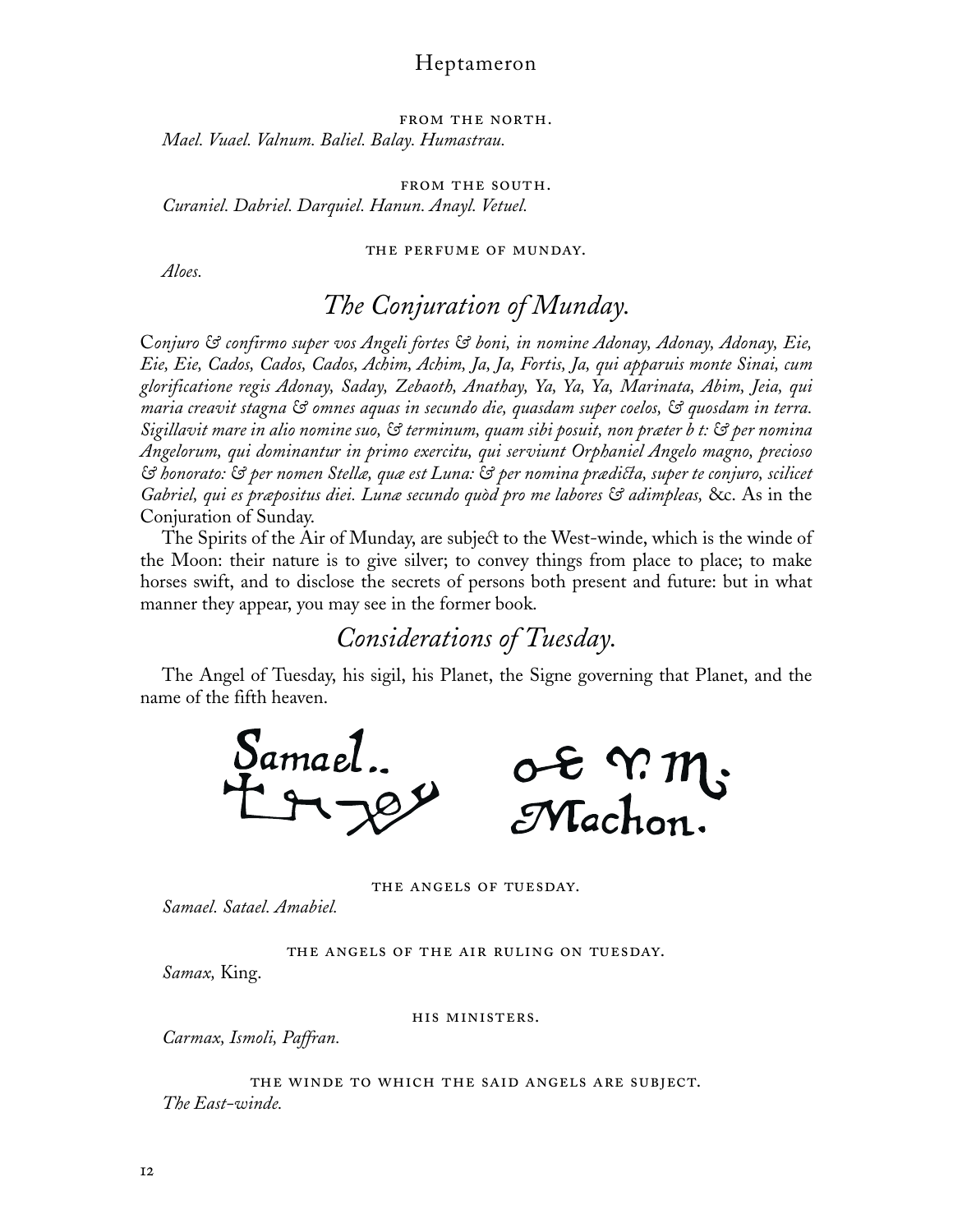FROM THE NORTH.

*Mael. Vuael. Valnum. Baliel. Balay. Humastrau.*

FROM THE SOUTH.

*Curaniel. Dabriel. Darquiel. Hanun. Anayl. Vetuel.*

THE PERFUME OF MUNDAY.

*Aloes.*

## *The Conjuration of Munday.*

C*onjuro & confirmo super vos Angeli fortes & boni, in nomine Adonay, Adonay, Adonay, Eie, Eie, Eie, Cados, Cados, Cados, Achim, Achim, Ja, Ja, Fortis, Ja, qui apparuis monte Sinai, cum glorificatione regis Adonay, Saday, Zebaoth, Anathay, Ya, Ya, Ya, Marinata, Abim, Jeia, qui maria creavit stagna & omnes aquas in secundo die, quasdam super coelos, & quosdam in terra. Sigillavit mare in alio nomine suo, & terminum, quam sibi posuit, non præter b t: & per nomina Angelorum, qui dominantur in primo exercitu, qui serviunt Orphaniel Angelo magno, precioso & honorato: & per nomen Stellæ, quæ est Luna: & per nomina prædicta, super te conjuro, scilicet Gabriel, qui es præpositus diei. Lunæ secundo quòd pro me labores & adimpleas,* &c. As in the Conjuration of Sunday.

The Spirits of the Air of Munday, are subject to the West-winde, which is the winde of the Moon: their nature is to give silver; to convey things from place to place; to make horses swift, and to disclose the secrets of persons both present and future: but in what manner they appear, you may see in the former book.

## *Considerations of Tuesday.*

The Angel of Tuesday, his sigil, his Planet, the Signe governing that Planet, and the name of the fifth heaven.

Samael.. ♂ ♈. ♏. Machon.

THE ANGELS OF TUESDAY.

*Samael. Satael. Amabiel.*

THE ANGELS OF THE AIR RULING ON TUESDAY.

*Samax,* King.

HIS MINISTERS.

*Carmax, Ismoli, Paffran.*

THE WINDE TO WHICH THE SAID ANGELS ARE SUBJECT.

*The East-winde.*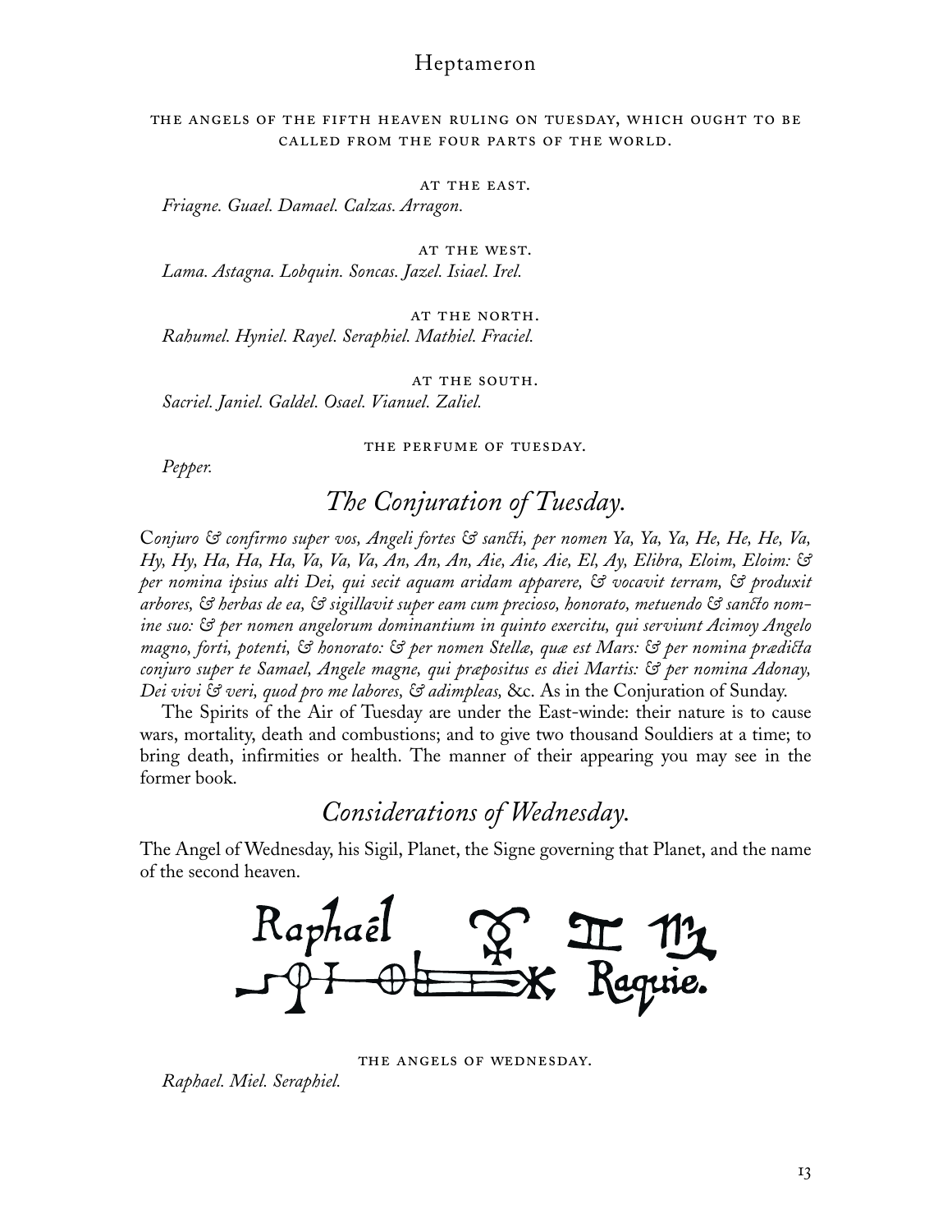THE ANGELS OF THE FIFTH HEAVEN RULING ON TUESDAY, WHICH OUGHT TO BE CALLED FROM THE FOUR PARTS OF THE WORLD.

AT THE EAST.

*Friagne. Guael. Damael. Calzas. Arragon.*

AT THE WEST.

*Lama. Astagna. Lobquin. Soncas. Jazel. Isiael. Irel.*

AT THE NORTH.

*Rahumel. Hyniel. Rayel. Seraphiel. Mathiel. Fraciel.*

AT THE SOUTH.

*Sacriel. Janiel. Galdel. Osael. Vianuel. Zaliel.*

THE PERFUME OF TUESDAY.

*Pepper.*

## *The Conjuration of Tuesday.*

C*onjuro & confirmo super vos, Angeli fortes & sancti, per nomen Ya, Ya, Ya, He, He, He, Va, Hy, Hy, Ha, Ha, Ha, Va, Va, Va, An, An, An, Aie, Aie, Aie, El, Ay, Elibra, Eloim, Eloim: & per nomina ipsius alti Dei, qui secit aquam aridam apparere, & vocavit terram, & produxit arbores, & herbas de ea, & sigillavit super eam cum precioso, honorato, metuendo & sancto nomine suo: & per nomen angelorum dominantium in quinto exercitu, qui serviunt Acimoy Angelo magno, forti, potenti, & honorato: & per nomen Stellæ, quæ est Mars: & per nomina prædicta conjuro super te Samael, Angele magne, qui præpositus es diei Martis: & per nomina Adonay, Dei vivi & veri, quod pro me labores, & adimpleas,* &c. As in the Conjuration of Sunday.

The Spirits of the Air of Tuesday are under the East-winde: their nature is to cause wars, mortality, death and combustions; and to give two thousand Souldiers at a time; to bring death, infirmities or health. The manner of their appearing you may see in the former book.

## *Considerations of Wednesday.*

The Angel of Wednesday, his Sigil, Planet, the Signe governing that Planet, and the name of the second heaven.

Raphaël ☿ ♊ ♍ Raquie.

THE ANGELS OF WEDNESDAY.

*Raphael. Miel. Seraphiel.*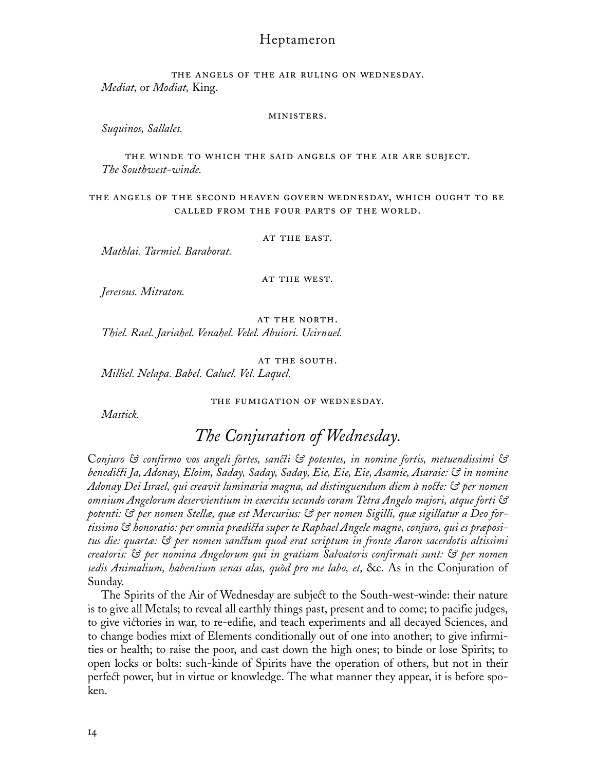THE ANGELS OF THE AIR RULING ON WEDNESDAY.

*Mediat,* or *Modiat,* King.

MINISTERS.

*Suquinos, Sallales.*

THE WINDE TO WHICH THE SAID ANGELS OF THE AIR ARE SUBJECT.

*The Southwest-winde.*

THE ANGELS OF THE SECOND HEAVEN GOVERN WEDNESDAY, WHICH OUGHT TO BE CALLED FROM THE FOUR PARTS OF THE WORLD.

AT THE EAST.

*Mathlai. Tarmiel. Baraborat.*

AT THE WEST.

*Jeresous. Mitraton.*

AT THE NORTH.

*Thiel. Rael. Jariahel. Venahel. Velel. Abuiori. Ucirnuel.*

AT THE SOUTH.

*Milliel. Nelapa. Babel. Caluel. Vel. Laquel.*

THE FUMIGATION OF WEDNESDAY.

*Mastick.*

## *The Conjuration of Wednesday.*

C*onjuro & confirmo vos angeli fortes, sancti & potentes, in nomine fortis, metuendissimi & benedicti Ja, Adonay, Eloim, Saday, Saday, Saday, Eie, Eie, Eie, Asamie, Asaraie: & in nomine Adonay Dei Israel, qui creavit luminaria magna, ad distinguendum diem à nocte: & per nomen omnium Angelorum deservientium in exercitu secundo coram Tetra Angelo majori, atque forti & potenti: & per nomen Stellæ, quæ est Mercurius: & per nomen Sigilli, quæ sigillatur a Deo fortissimo & honoratio: per omnia prædicta super te Raphael Angele magne, conjuro, qui es præpositus die: quartæ: & per nomen sanctum quod erat scriptum in fronte Aaron sacerdotis altissimi creatoris: & per nomina Angelorum qui in gratiam Salvatoris confirmati sunt: & per nomen sedis Animalium, habentium senas alas, quòd pro me labo, et,* &c. As in the Conjuration of Sunday.

The Spirits of the Air of Wednesday are subject to the South-west-winde: their nature is to give all Metals; to reveal all earthly things past, present and to come; to pacifie judges, to give victories in war, to re-edifie, and teach experiments and all decayed Sciences, and to change bodies mixt of Elements conditionally out of one into another; to give infirmities or health; to raise the poor, and cast down the high ones; to binde or lose Spirits; to open locks or bolts: such-kinde of Spirits have the operation of others, but not in their perfect power, but in virtue or knowledge. The what manner they appear, it is before spoken.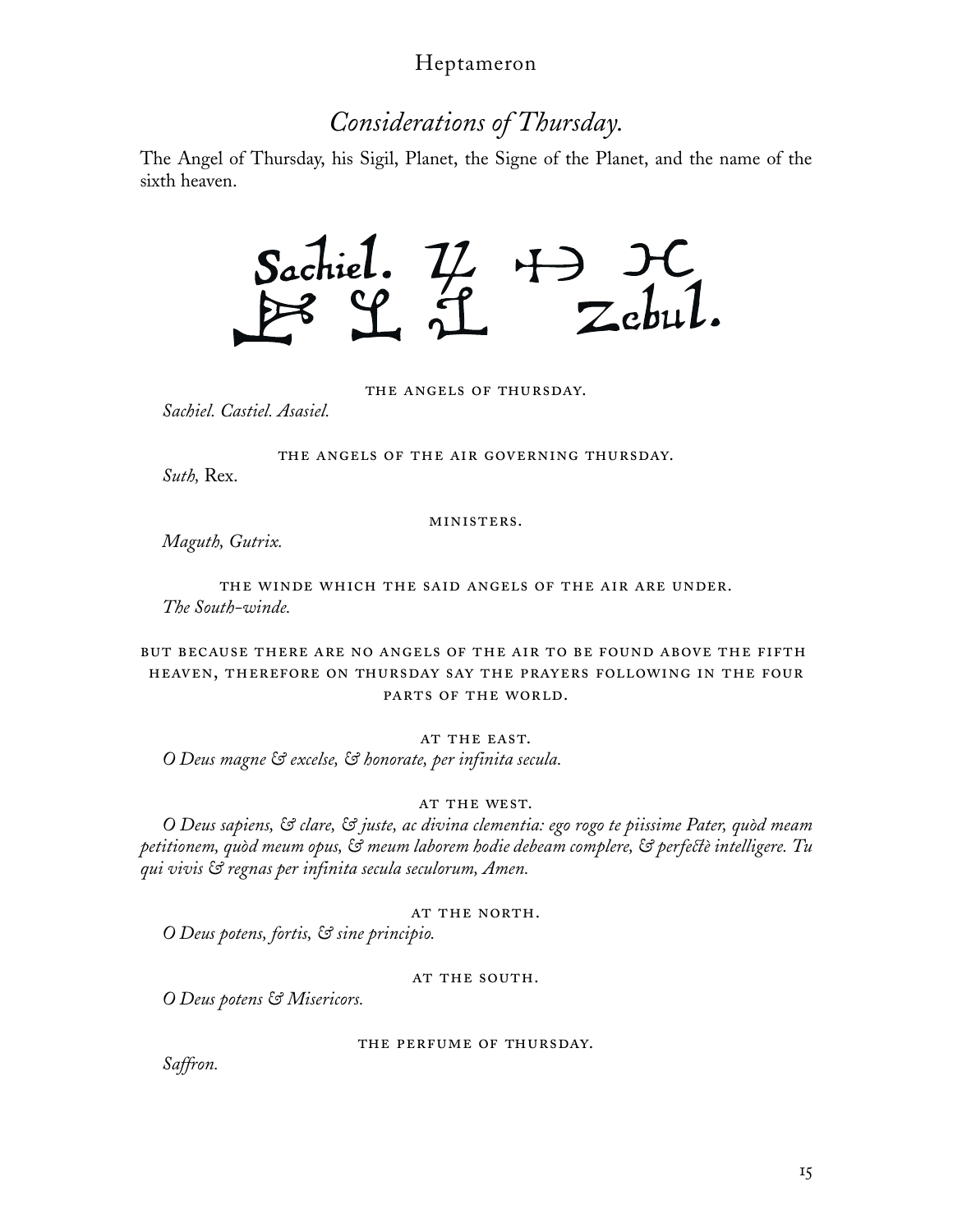## *Considerations of Thursday.*

The Angel of Thursday, his Sigil, Planet, the Signe of the Planet, and the name of the sixth heaven.

Sachiel. ♃ ♐ ♓
Zebul.

THE ANGELS OF THURSDAY.

*Sachiel. Castiel. Asasiel.*

THE ANGELS OF THE AIR GOVERNING THURSDAY.

*Suth,* Rex.

MINISTERS.

*Maguth, Gutrix.*

THE WINDE WHICH THE SAID ANGELS OF THE AIR ARE UNDER.

*The South-winde.*

BUT BECAUSE THERE ARE NO ANGELS OF THE AIR TO BE FOUND ABOVE THE FIFTH HEAVEN, THEREFORE ON THURSDAY SAY THE PRAYERS FOLLOWING IN THE FOUR PARTS OF THE WORLD.

AT THE EAST.

*O Deus magne & excelse, & honorate, per infinita secula.*

AT THE WEST.

*O Deus sapiens, & clare, & juste, ac divina clementia: ego rogo te piissime Pater, quòd meam petitionem, quòd meum opus, & meum laborem hodie debeam complere, & perfectè intelligere. Tu qui vivis & regnas per infinita secula seculorum, Amen.*

AT THE NORTH.

*O Deus potens, fortis, & sine principio.*

AT THE SOUTH.

*O Deus potens & Misericors.*

THE PERFUME OF THURSDAY.

*Saffron.*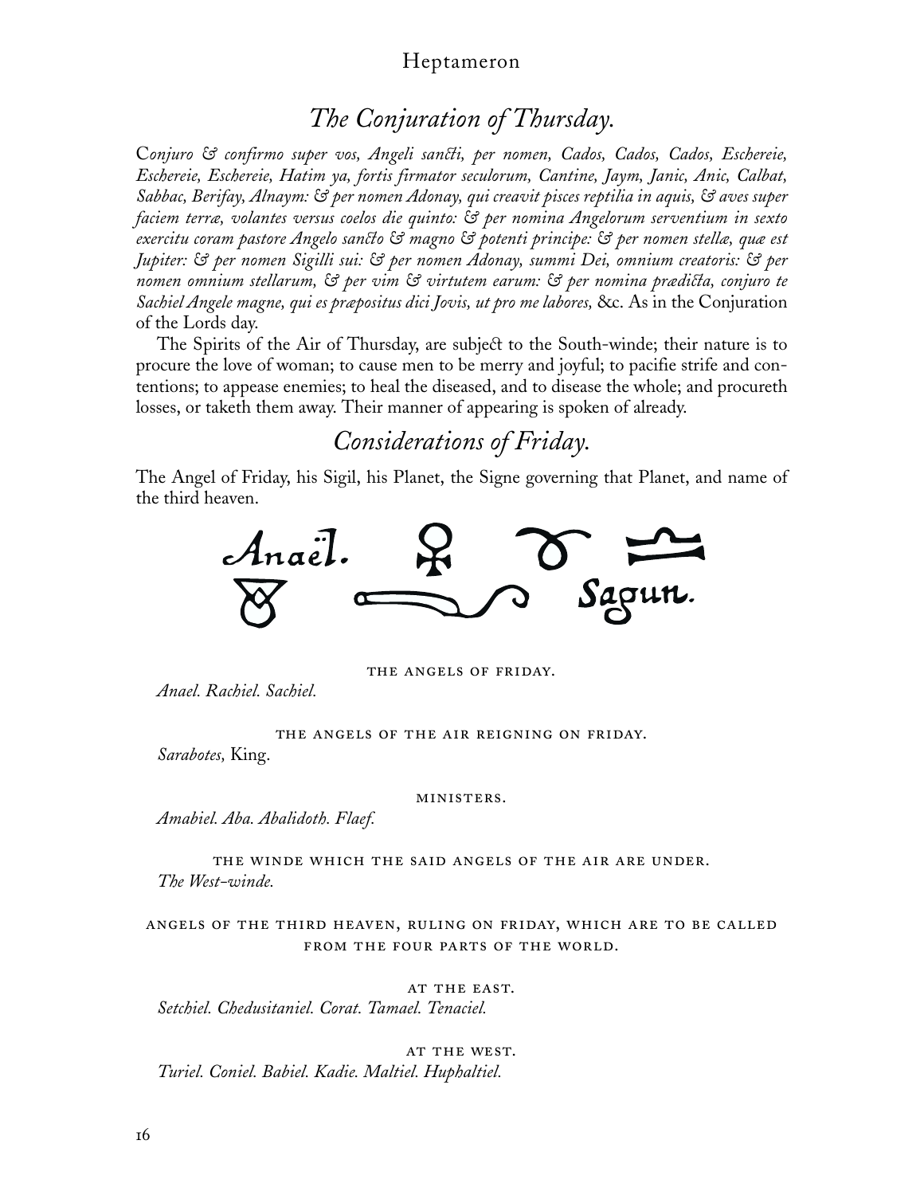## *The Conjuration of Thursday.*

*Conjuro & confirmo super vos, Angeli sancti, per nomen, Cados, Cados, Cados, Eschereie, Eschereie, Eschereie, Hatim ya, fortis firmator seculorum, Cantine, Jaym, Janic, Anic, Calbat, Sabbac, Berifay, Alnaym: & per nomen Adonay, qui creavit pisces reptilia in aquis, & aves super faciem terræ, volantes versus coelos die quinto: & per nomina Angelorum serventium in sexto exercitu coram pastore Angelo sancto & magno & potenti principe: & per nomen stellæ, quæ est Jupiter: & per nomen Sigilli sui: & per nomen Adonay, summi Dei, omnium creatoris: & per nomen omnium stellarum, & per vim & virtutem earum: & per nomina prædicta, conjuro te Sachiel Angele magne, qui es præpositus dici Jovis, ut pro me labores,* &c. As in the Conjuration of the Lords day.

The Spirits of the Air of Thursday, are subject to the South-winde; their nature is to procure the love of woman; to cause men to be merry and joyful; to pacifie strife and contentions; to appease enemies; to heal the diseased, and to disease the whole; and procureth losses, or taketh them away. Their manner of appearing is spoken of already.

## *Considerations of Friday.*

The Angel of Friday, his Sigil, his Planet, the Signe governing that Planet, and name of the third heaven.

Anaël. ♀ ♉ ♎
Sagun.

THE ANGELS OF FRIDAY.

*Anael. Rachiel. Sachiel.*

THE ANGELS OF THE AIR REIGNING ON FRIDAY.

*Sarabotes,* King.

MINISTERS.

*Amabiel. Aba. Abalidoth. Flaef.*

THE WINDE WHICH THE SAID ANGELS OF THE AIR ARE UNDER.

*The West-winde.*

ANGELS OF THE THIRD HEAVEN, RULING ON FRIDAY, WHICH ARE TO BE CALLED FROM THE FOUR PARTS OF THE WORLD.

AT THE EAST.

*Setchiel. Chedusitaniel. Corat. Tamael. Tenaciel.*

AT THE WEST.

*Turiel. Coniel. Babiel. Kadie. Maltiel. Huphaltiel.*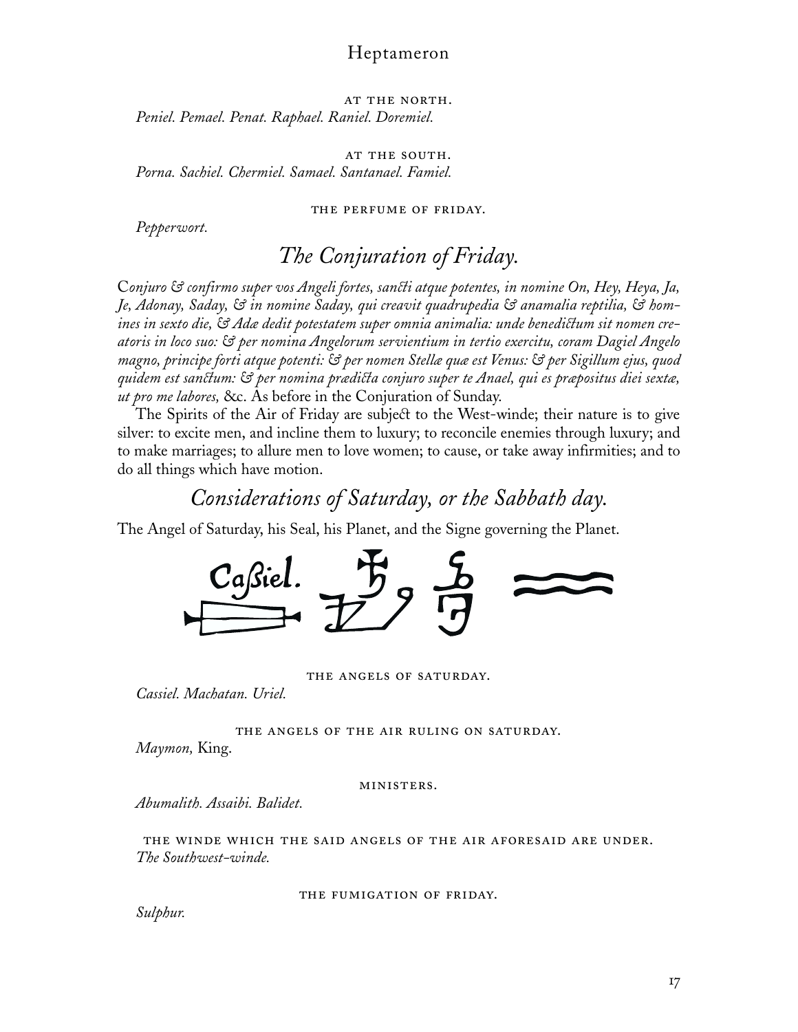AT THE NORTH.

*Peniel. Pemael. Penat. Raphael. Raniel. Doremiel.*

AT THE SOUTH.

*Porna. Sachiel. Chermiel. Samael. Santanael. Famiel.*

THE PERFUME OF FRIDAY.

*Pepperwort.*

## *The Conjuration of Friday.*

C*onjuro & confirmo super vos Angeli fortes, sancti atque potentes, in nomine On, Hey, Heya, Ja, Je, Adonay, Saday, & in nomine Saday, qui creavit quadrupedia & anamalia reptilia, & homines in sexto die, & Adæ dedit potestatem super omnia animalia: unde benedictum sit nomen creatoris in loco suo: & per nomina Angelorum servientium in tertio exercitu, coram Dagiel Angelo magno, principe forti atque potenti: & per nomen Stellæ quæ est Venus: & per Sigillum ejus, quod quidem est sanctum: & per nomina prædicta conjuro super te Anael, qui es præpositus diei sextæ, ut pro me labores,* &c. As before in the Conjuration of Sunday.

The Spirits of the Air of Friday are subject to the West-winde; their nature is to give silver: to excite men, and incline them to luxury; to reconcile enemies through luxury; and to make marriages; to allure men to love women; to cause, or take away infirmities; and to do all things which have motion.

## *Considerations of Saturday, or the Sabbath day.*

The Angel of Saturday, his Seal, his Planet, and the Signe governing the Planet.

Caßiel.

THE ANGELS OF SATURDAY.

*Cassiel. Machatan. Uriel.*

THE ANGELS OF THE AIR RULING ON SATURDAY.

*Maymon,* King.

MINISTERS.

*Abumalith. Assaibi. Balidet.*

THE WINDE WHICH THE SAID ANGELS OF THE AIR AFORESAID ARE UNDER.

*The Southwest-winde.*

THE FUMIGATION OF FRIDAY.

*Sulphur.*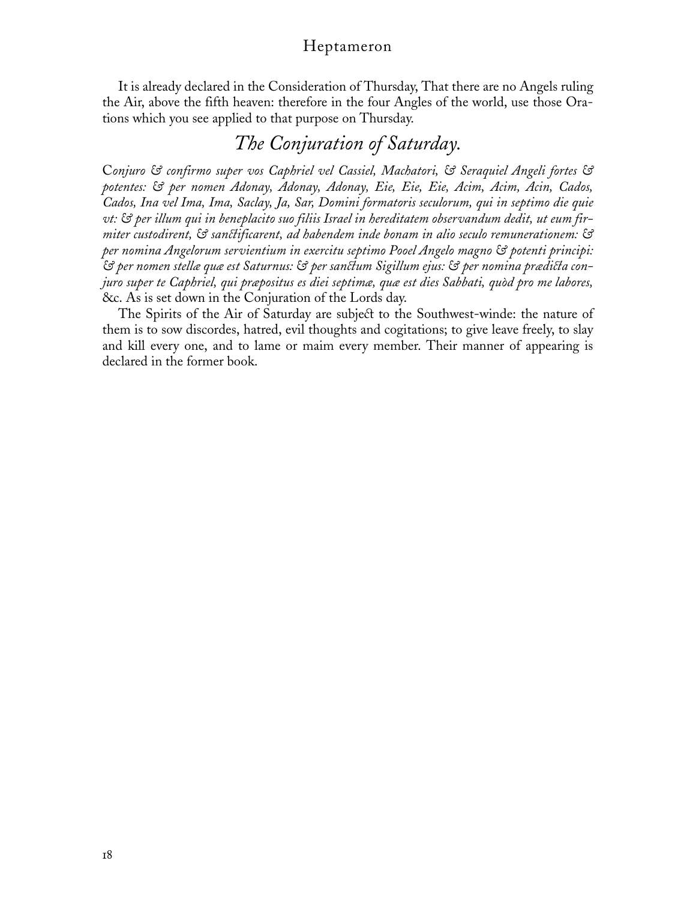It is already declared in the Consideration of Thursday, That there are no Angels ruling the Air, above the fifth heaven: therefore in the four Angles of the world, use those Orations which you see applied to that purpose on Thursday.

## *The Conjuration of Saturday.*

C*onjuro & confirmo super vos Caphriel vel Cassiel, Machatori, & Seraquiel Angeli fortes & potentes: & per nomen Adonay, Adonay, Adonay, Eie, Eie, Eie, Acim, Acim, Acin, Cados, Cados, Ina vel Ima, Ima, Saclay, Ja, Sar, Domini formatoris seculorum, qui in septimo die quie vt: & per illum qui in beneplacito suo filiis Israel in hereditatem observandum dedit, ut eum firmiter custodirent, & sanctificarent, ad habendem inde bonam in alio seculo remunerationem: & per nomina Angelorum servientium in exercitu septimo Pooel Angelo magno & potenti principi: & per nomen stellæ quæ est Saturnus: & per sanctum Sigillum ejus: & per nomina prædicta conjuro super te Caphriel, qui præpositus es diei septimæ, quæ est dies Sabbati, quòd pro me labores,* &c. As is set down in the Conjuration of the Lords day.

The Spirits of the Air of Saturday are subject to the Southwest-winde: the nature of them is to sow discordes, hatred, evil thoughts and cogitations; to give leave freely, to slay and kill every one, and to lame or maim every member. Their manner of appearing is declared in the former book.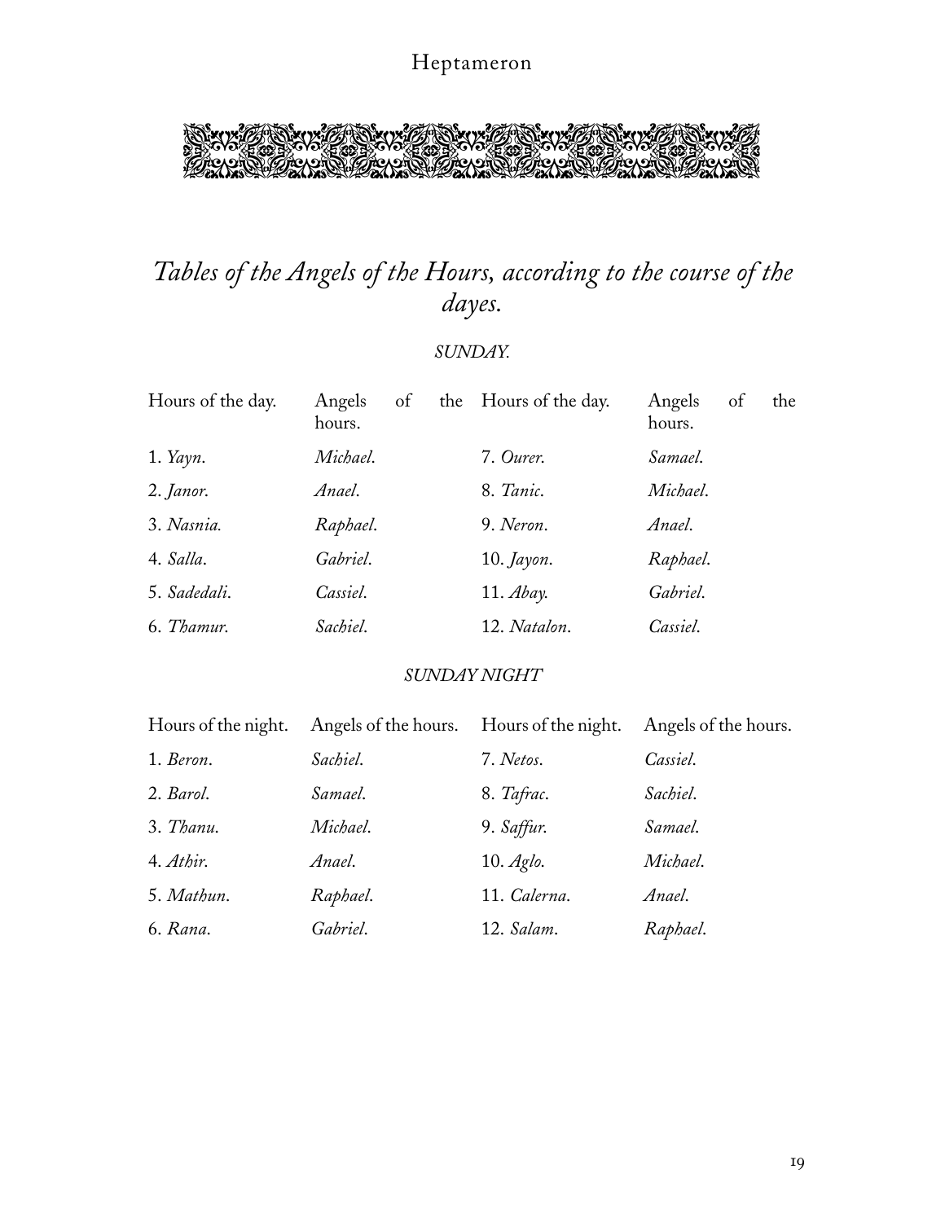## *Tables of the Angels of the Hours, according to the course of the dayes.*

*SUNDAY.*

| Hours of the day. | Angels of the hours. | Hours of the day. | Angels of the hours. |
|---|---|---|---|
| 1. *Yayn*. | *Michael*. | 7. *Ourer*. | *Samael*. |
| 2. *Janor*. | *Anael*. | 8. *Tanic*. | *Michael*. |
| 3. *Nasnia*. | *Raphael*. | 9. *Neron*. | *Anael*. |
| 4. *Salla*. | *Gabriel*. | 10. *Jayon*. | *Raphael*. |
| 5. *Sadedali*. | *Cassiel*. | 11. *Abay*. | *Gabriel*. |
| 6. *Thamur*. | *Sachiel*. | 12. *Natalon*. | *Cassiel*. |

*SUNDAY NIGHT*

| Hours of the night. | Angels of the hours. | Hours of the night. | Angels of the hours. |
|---|---|---|---|
| 1. *Beron*. | *Sachiel*. | 7. *Netos*. | *Cassiel*. |
| 2. *Barol*. | *Samael*. | 8. *Tafrac*. | *Sachiel*. |
| 3. *Thanu*. | *Michael*. | 9. *Saffur*. | *Samael*. |
| 4. *Athir*. | *Anael*. | 10. *Aglo*. | *Michael*. |
| 5. *Mathun*. | *Raphael*. | 11. *Calerna*. | *Anael*. |
| 6. *Rana*. | *Gabriel*. | 12. *Salam*. | *Raphael*. |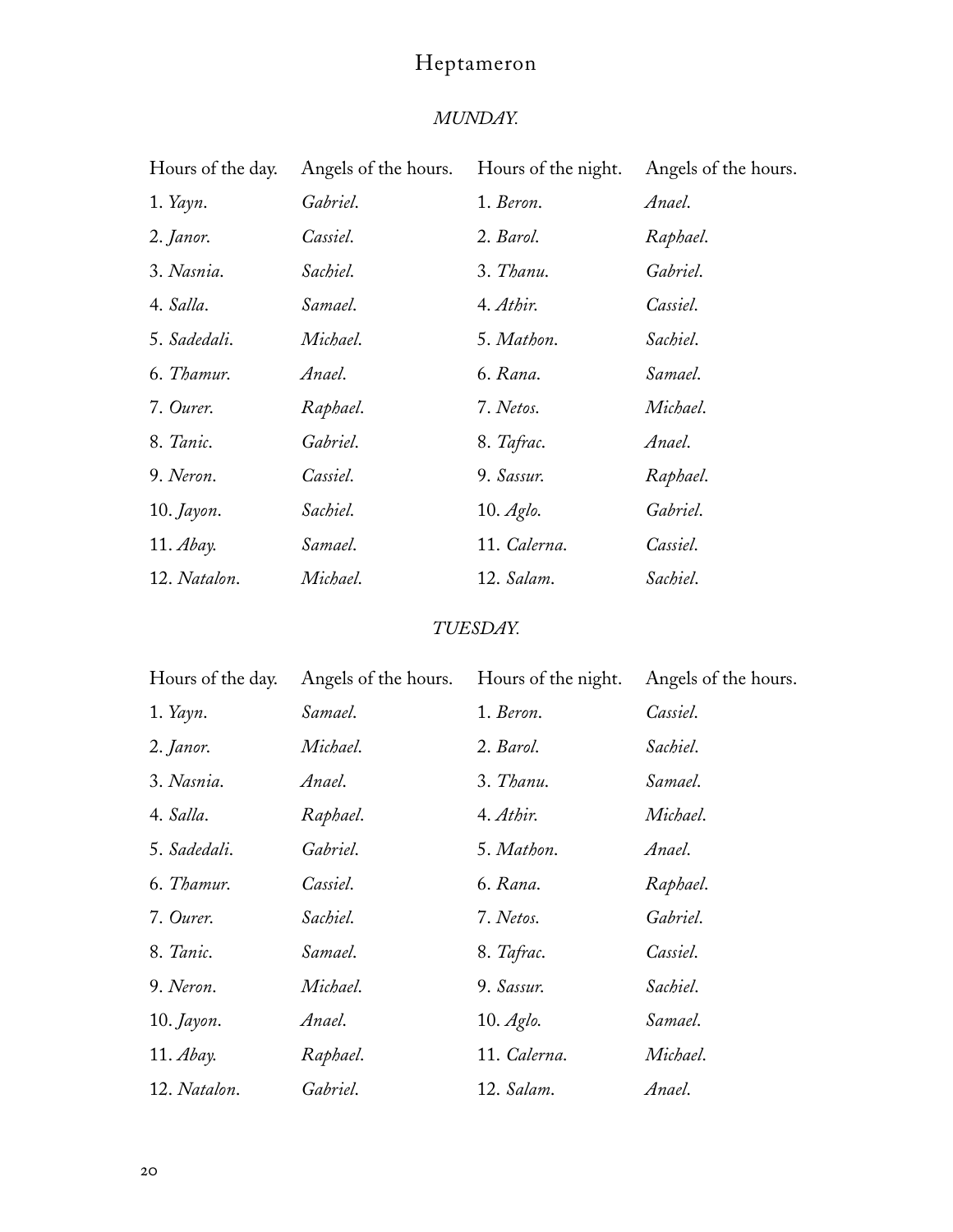### *MUNDAY.*

| Hours of the day. | Angels of the hours. | Hours of the night. | Angels of the hours. |
|---|---|---|---|
| 1. *Yayn*. | *Gabriel*. | 1. *Beron*. | *Anael*. |
| 2. *Janor*. | *Cassiel*. | 2. *Barol*. | *Raphael*. |
| 3. *Nasnia*. | *Sachiel*. | 3. *Thanu*. | *Gabriel*. |
| 4. *Salla*. | *Samael*. | 4. *Athir*. | *Cassiel*. |
| 5. *Sadedali*. | *Michael*. | 5. *Mathon*. | *Sachiel*. |
| 6. *Thamur*. | *Anael*. | 6. *Rana*. | *Samael*. |
| 7. *Ourer*. | *Raphael*. | 7. *Netos*. | *Michael*. |
| 8. *Tanic*. | *Gabriel*. | 8. *Tafrac*. | *Anael*. |
| 9. *Neron*. | *Cassiel*. | 9. *Sassur*. | *Raphael*. |
| 10. *Jayon*. | *Sachiel*. | 10. *Aglo*. | *Gabriel*. |
| 11. *Abay*. | *Samael*. | 11. *Calerna*. | *Cassiel*. |
| 12. *Natalon*. | *Michael*. | 12. *Salam*. | *Sachiel*. |

### *TUESDAY.*

| Hours of the day. | Angels of the hours. | Hours of the night. | Angels of the hours. |
|---|---|---|---|
| 1. *Yayn*. | *Samael*. | 1. *Beron*. | *Cassiel*. |
| 2. *Janor*. | *Michael*. | 2. *Barol*. | *Sachiel*. |
| 3. *Nasnia*. | *Anael*. | 3. *Thanu*. | *Samael*. |
| 4. *Salla*. | *Raphael*. | 4. *Athir*. | *Michael*. |
| 5. *Sadedali*. | *Gabriel*. | 5. *Mathon*. | *Anael*. |
| 6. *Thamur*. | *Cassiel*. | 6. *Rana*. | *Raphael*. |
| 7. *Ourer*. | *Sachiel*. | 7. *Netos*. | *Gabriel*. |
| 8. *Tanic*. | *Samael*. | 8. *Tafrac*. | *Cassiel*. |
| 9. *Neron*. | *Michael*. | 9. *Sassur*. | *Sachiel*. |
| 10. *Jayon*. | *Anael*. | 10. *Aglo*. | *Samael*. |
| 11. *Abay*. | *Raphael*. | 11. *Calerna*. | *Michael*. |
| 12. *Natalon*. | *Gabriel*. | 12. *Salam*. | *Anael*. |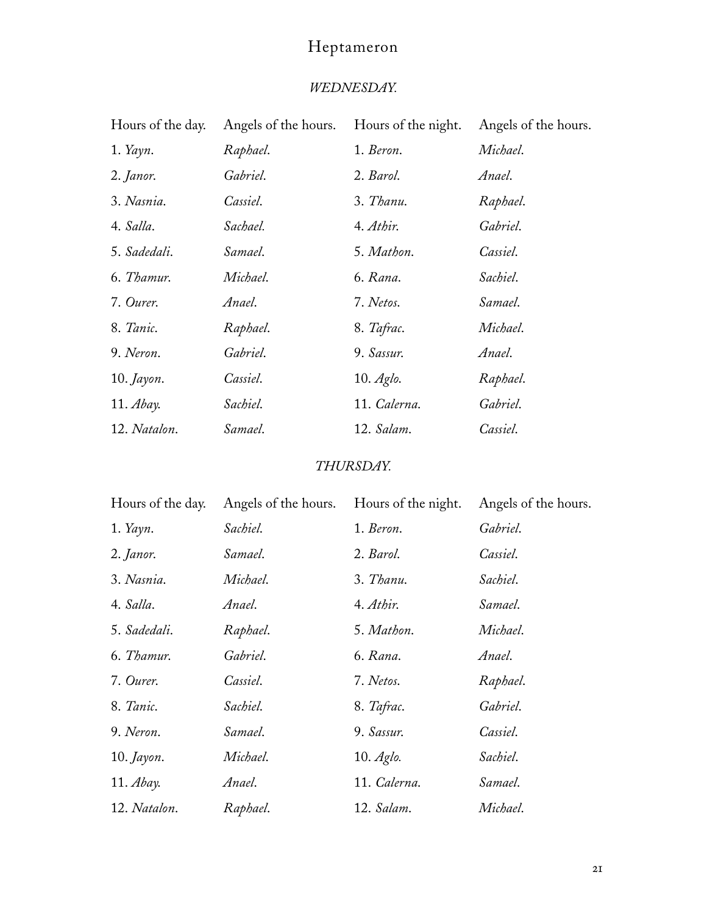### *WEDNESDAY.*

| Hours of the day. | Angels of the hours. | Hours of the night. | Angels of the hours. |
|---|---|---|---|
| 1. *Yayn*. | *Raphael*. | 1. *Beron*. | *Michael*. |
| 2. *Janor*. | *Gabriel*. | 2. *Barol*. | *Anael*. |
| 3. *Nasnia*. | *Cassiel*. | 3. *Thanu*. | *Raphael*. |
| 4. *Salla*. | *Sachael*. | 4. *Athir*. | *Gabriel*. |
| 5. *Sadedali*. | *Samael*. | 5. *Mathon*. | *Cassiel*. |
| 6. *Thamur*. | *Michael*. | 6. *Rana*. | *Sachiel*. |
| 7. *Ourer*. | *Anael*. | 7. *Netos*. | *Samael*. |
| 8. *Tanic*. | *Raphael*. | 8. *Tafrac*. | *Michael*. |
| 9. *Neron*. | *Gabriel*. | 9. *Sassur*. | *Anael*. |
| 10. *Jayon*. | *Cassiel*. | 10. *Aglo*. | *Raphael*. |
| 11. *Abay*. | *Sachiel*. | 11. *Calerna*. | *Gabriel*. |
| 12. *Natalon*. | *Samael*. | 12. *Salam*. | *Cassiel*. |

### *THURSDAY.*

| Hours of the day. | Angels of the hours. | Hours of the night. | Angels of the hours. |
|---|---|---|---|
| 1. *Yayn*. | *Sachiel*. | 1. *Beron*. | *Gabriel*. |
| 2. *Janor*. | *Samael*. | 2. *Barol*. | *Cassiel*. |
| 3. *Nasnia*. | *Michael*. | 3. *Thanu*. | *Sachiel*. |
| 4. *Salla*. | *Anael*. | 4. *Athir*. | *Samael*. |
| 5. *Sadedali*. | *Raphael*. | 5. *Mathon*. | *Michael*. |
| 6. *Thamur*. | *Gabriel*. | 6. *Rana*. | *Anael*. |
| 7. *Ourer*. | *Cassiel*. | 7. *Netos*. | *Raphael*. |
| 8. *Tanic*. | *Sachiel*. | 8. *Tafrac*. | *Gabriel*. |
| 9. *Neron*. | *Samael*. | 9. *Sassur*. | *Cassiel*. |
| 10. *Jayon*. | *Michael*. | 10. *Aglo*. | *Sachiel*. |
| 11. *Abay*. | *Anael*. | 11. *Calerna*. | *Samael*. |
| 12. *Natalon*. | *Raphael*. | 12. *Salam*. | *Michael*. |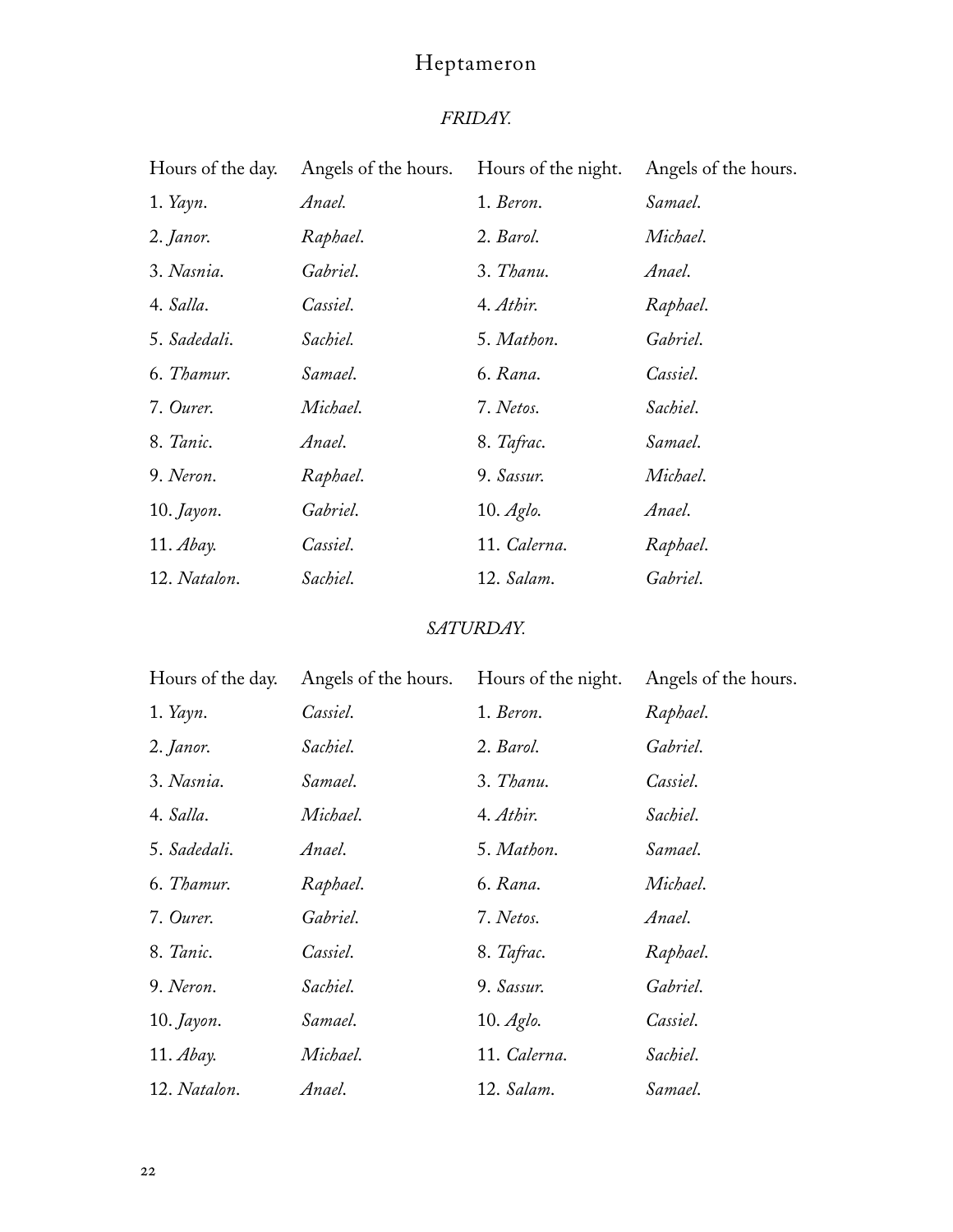## FRIDAY.

| Hours of the day. | Angels of the hours. | Hours of the night. | Angels of the hours. |
|---|---|---|---|
| 1. *Yayn*. | *Anael.* | 1. *Beron*. | *Samael*. |
| 2. *Janor*. | *Raphael*. | 2. *Barol*. | *Michael*. |
| 3. *Nasnia*. | *Gabriel*. | 3. *Thanu*. | *Anael*. |
| 4. *Salla*. | *Cassiel*. | 4. *Athir*. | *Raphael*. |
| 5. *Sadedali*. | *Sachiel.* | 5. *Mathon*. | *Gabriel*. |
| 6. *Thamur*. | *Samael*. | 6. *Rana*. | *Cassiel*. |
| 7. *Ourer*. | *Michael*. | 7. *Netos*. | *Sachiel*. |
| 8. *Tanic*. | *Anael*. | 8. *Tafrac*. | *Samael*. |
| 9. *Neron*. | *Raphael*. | 9. *Sassur*. | *Michael*. |
| 10. *Jayon*. | *Gabriel*. | 10. *Aglo*. | *Anael*. |
| 11. *Abay*. | *Cassiel*. | 11. *Calerna*. | *Raphael*. |
| 12. *Natalon*. | *Sachiel*. | 12. *Salam*. | *Gabriel*. |

## SATURDAY.

| Hours of the day. | Angels of the hours. | Hours of the night. | Angels of the hours. |
|---|---|---|---|
| 1. *Yayn*. | *Cassiel*. | 1. *Beron*. | *Raphael*. |
| 2. *Janor*. | *Sachiel*. | 2. *Barol*. | *Gabriel*. |
| 3. *Nasnia*. | *Samael*. | 3. *Thanu*. | *Cassiel*. |
| 4. *Salla*. | *Michael*. | 4. *Athir*. | *Sachiel*. |
| 5. *Sadedali*. | *Anael*. | 5. *Mathon*. | *Samael*. |
| 6. *Thamur*. | *Raphael*. | 6. *Rana*. | *Michael*. |
| 7. *Ourer*. | *Gabriel*. | 7. *Netos*. | *Anael*. |
| 8. *Tanic*. | *Cassiel*. | 8. *Tafrac*. | *Raphael*. |
| 9. *Neron*. | *Sachiel*. | 9. *Sassur*. | *Gabriel*. |
| 10. *Jayon*. | *Samael*. | 10. *Aglo*. | *Cassiel*. |
| 11. *Abay*. | *Michael*. | 11. *Calerna*. | *Sachiel*. |
| 12. *Natalon*. | *Anael*. | 12. *Salam*. | *Samael*. |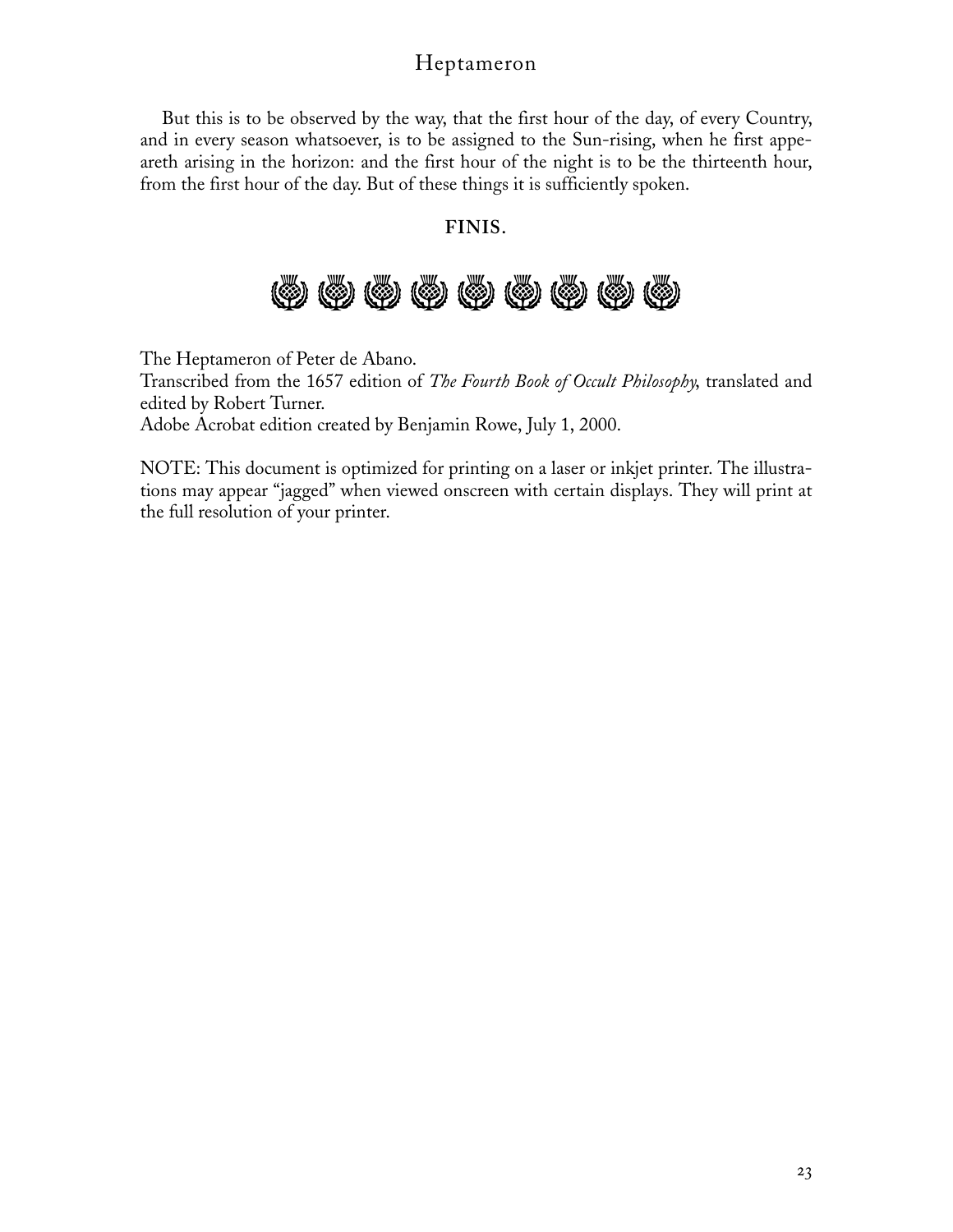But this is to be observed by the way, that the first hour of the day, of every Country, and in every season whatsoever, is to be assigned to the Sun-rising, when he first appeareth arising in the horizon: and the first hour of the night is to be the thirteenth hour, from the first hour of the day. But of these things it is sufficiently spoken.

**FINIS.**

The Heptameron of Peter de Abano.
Transcribed from the 1657 edition of *The Fourth Book of Occult Philosophy*, translated and edited by Robert Turner.
Adobe Acrobat edition created by Benjamin Rowe, July 1, 2000.

NOTE: This document is optimized for printing on a laser or inkjet printer. The illustrations may appear "jagged" when viewed onscreen with certain displays. They will print at the full resolution of your printer.